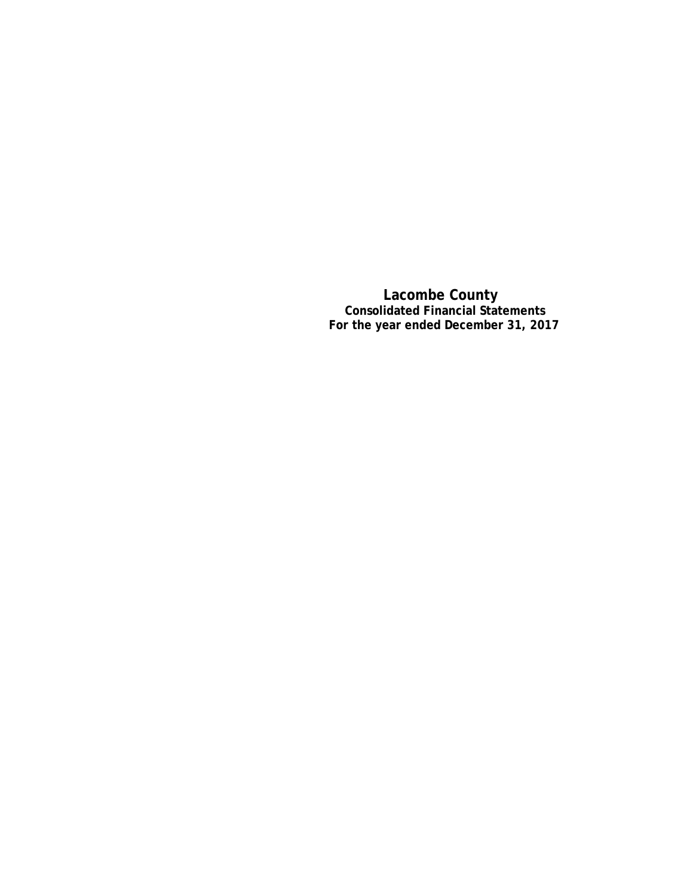# Lacombe County

**Consolidated Financial Statements**

**For the year ended December 31, 2017**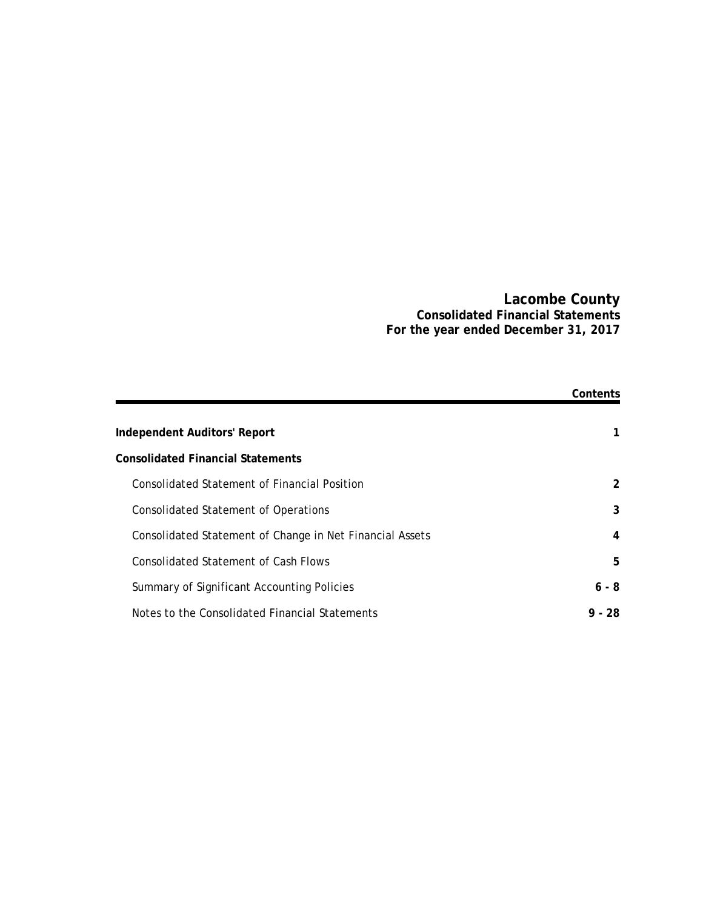# Lacombe County
## Consolidated Financial Statements
## For the year ended December 31, 2017

| | Contents |
|---|---|
| **Independent Auditors' Report** | **1** |
| **Consolidated Financial Statements** | |
| Consolidated Statement of Financial Position | **2** |
| Consolidated Statement of Operations | **3** |
| Consolidated Statement of Change in Net Financial Assets | **4** |
| Consolidated Statement of Cash Flows | **5** |
| Summary of Significant Accounting Policies | **6 - 8** |
| Notes to the Consolidated Financial Statements | **9 - 28** |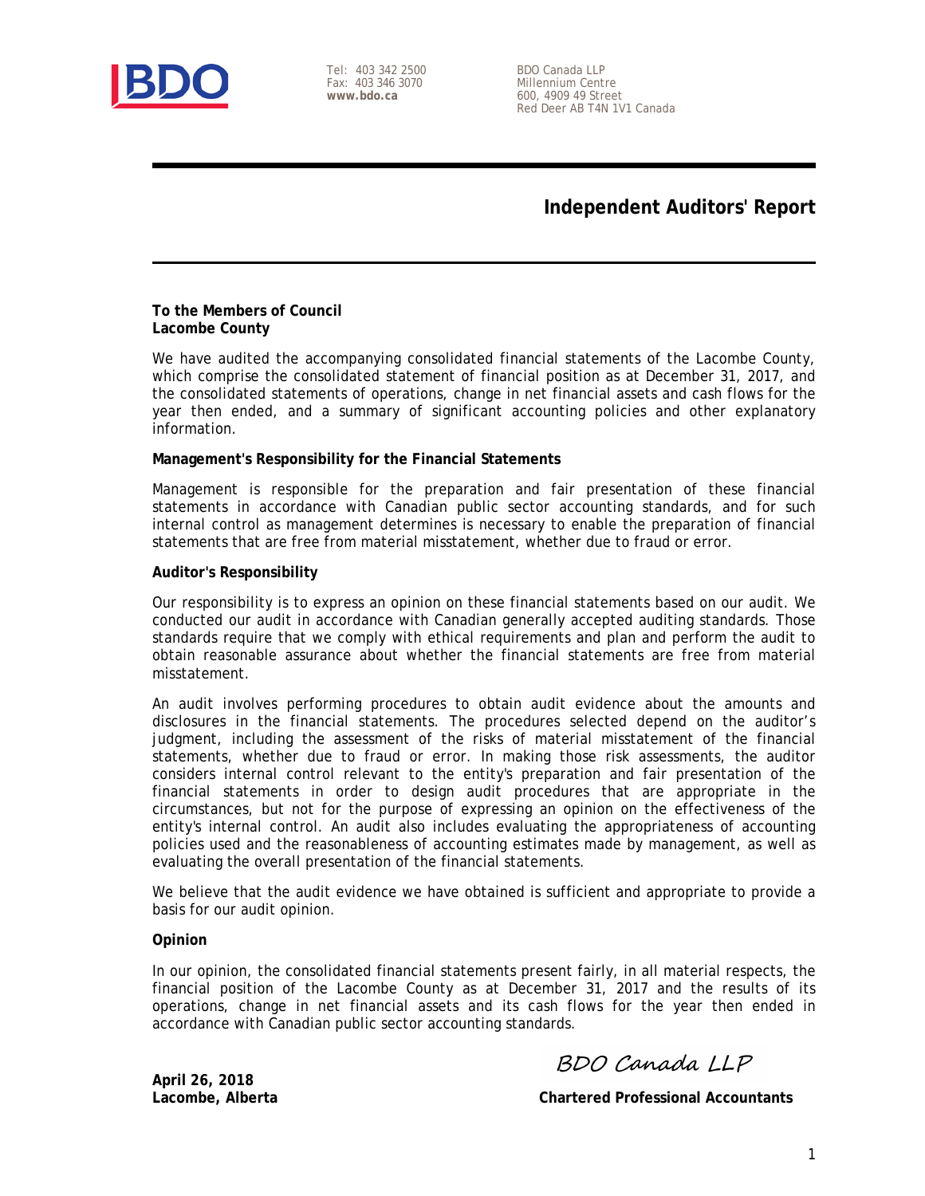BDO

Tel: 403 342 2500
Fax: 403 346 3070
**www.bdo.ca**

BDO Canada LLP
Millennium Centre
600, 4909 49 Street
Red Deer AB T4N 1V1 Canada

# Independent Auditors' Report

**To the Members of Council**
**Lacombe County**

We have audited the accompanying consolidated financial statements of the Lacombe County, which comprise the consolidated statement of financial position as at December 31, 2017, and the consolidated statements of operations, change in net financial assets and cash flows for the year then ended, and a summary of significant accounting policies and other explanatory information.

**Management's Responsibility for the Financial Statements**

Management is responsible for the preparation and fair presentation of these financial statements in accordance with Canadian public sector accounting standards, and for such internal control as management determines is necessary to enable the preparation of financial statements that are free from material misstatement, whether due to fraud or error.

**Auditor's Responsibility**

Our responsibility is to express an opinion on these financial statements based on our audit. We conducted our audit in accordance with Canadian generally accepted auditing standards. Those standards require that we comply with ethical requirements and plan and perform the audit to obtain reasonable assurance about whether the financial statements are free from material misstatement.

An audit involves performing procedures to obtain audit evidence about the amounts and disclosures in the financial statements. The procedures selected depend on the auditor's judgment, including the assessment of the risks of material misstatement of the financial statements, whether due to fraud or error. In making those risk assessments, the auditor considers internal control relevant to the entity's preparation and fair presentation of the financial statements in order to design audit procedures that are appropriate in the circumstances, but not for the purpose of expressing an opinion on the effectiveness of the entity's internal control. An audit also includes evaluating the appropriateness of accounting policies used and the reasonableness of accounting estimates made by management, as well as evaluating the overall presentation of the financial statements.

We believe that the audit evidence we have obtained is sufficient and appropriate to provide a basis for our audit opinion.

**Opinion**

In our opinion, the consolidated financial statements present fairly, in all material respects, the financial position of the Lacombe County as at December 31, 2017 and the results of its operations, change in net financial assets and its cash flows for the year then ended in accordance with Canadian public sector accounting standards.

BDO Canada LLP

**Chartered Professional Accountants**

**April 26, 2018**
**Lacombe, Alberta**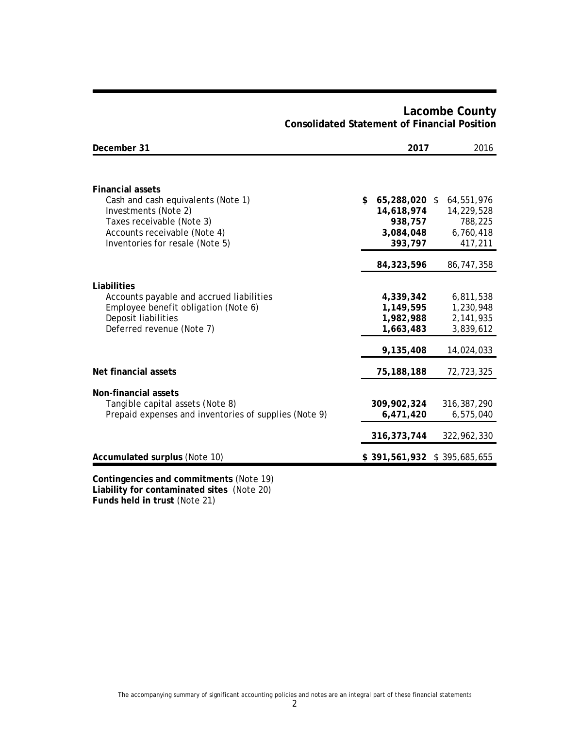# Lacombe County
## Consolidated Statement of Financial Position

| December 31 | 2017 | 2016 |
|---|---|---|
| **Financial assets** | | |
| Cash and cash equivalents (Note 1) | **$ 65,288,020** | $ 64,551,976 |
| Investments (Note 2) | **14,618,974** | 14,229,528 |
| Taxes receivable (Note 3) | **938,757** | 788,225 |
| Accounts receivable (Note 4) | **3,084,048** | 6,760,418 |
| Inventories for resale (Note 5) | **393,797** | 417,211 |
| | **84,323,596** | 86,747,358 |
| **Liabilities** | | |
| Accounts payable and accrued liabilities | **4,339,342** | 6,811,538 |
| Employee benefit obligation (Note 6) | **1,149,595** | 1,230,948 |
| Deposit liabilities | **1,982,988** | 2,141,935 |
| Deferred revenue (Note 7) | **1,663,483** | 3,839,612 |
| | **9,135,408** | 14,024,033 |
| **Net financial assets** | **75,188,188** | 72,723,325 |
| **Non-financial assets** | | |
| Tangible capital assets (Note 8) | **309,902,324** | 316,387,290 |
| Prepaid expenses and inventories of supplies (Note 9) | **6,471,420** | 6,575,040 |
| | **316,373,744** | 322,962,330 |
| **Accumulated surplus** (Note 10) | **$ 391,561,932** | $ 395,685,655 |

**Contingencies and commitments** (Note 19)
**Liability for contaminated sites** (Note 20)
**Funds held in trust** (Note 21)

The accompanying summary of significant accounting policies and notes are an integral part of these financial statements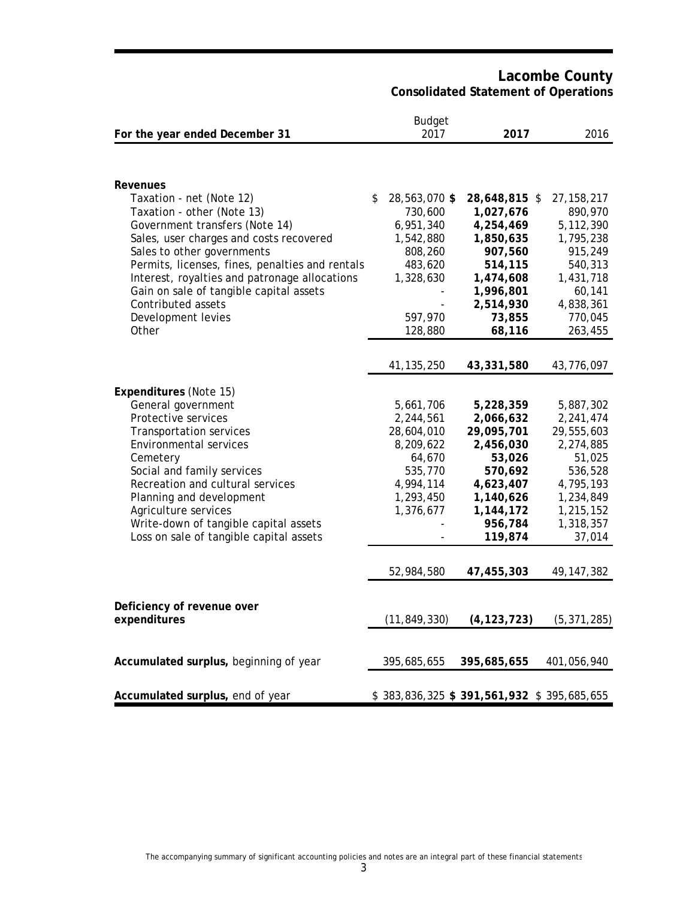# Lacombe County

## Consolidated Statement of Operations

| For the year ended December 31 | Budget 2017 | **2017** | 2016 |
|---|---|---|---|
| **Revenues** | | | |
| Taxation - net (Note 12) | $ 28,563,070 | **$ 28,648,815** | $ 27,158,217 |
| Taxation - other (Note 13) | 730,600 | **1,027,676** | 890,970 |
| Government transfers (Note 14) | 6,951,340 | **4,254,469** | 5,112,390 |
| Sales, user charges and costs recovered | 1,542,880 | **1,850,635** | 1,795,238 |
| Sales to other governments | 808,260 | **907,560** | 915,249 |
| Permits, licenses, fines, penalties and rentals | 483,620 | **514,115** | 540,313 |
| Interest, royalties and patronage allocations | 1,328,630 | **1,474,608** | 1,431,718 |
| Gain on sale of tangible capital assets | - | **1,996,801** | 60,141 |
| Contributed assets | - | **2,514,930** | 4,838,361 |
| Development levies | 597,970 | **73,855** | 770,045 |
| Other | 128,880 | **68,116** | 263,455 |
| | 41,135,250 | **43,331,580** | 43,776,097 |
| **Expenditures** (Note 15) | | | |
| General government | 5,661,706 | **5,228,359** | 5,887,302 |
| Protective services | 2,244,561 | **2,066,632** | 2,241,474 |
| Transportation services | 28,604,010 | **29,095,701** | 29,555,603 |
| Environmental services | 8,209,622 | **2,456,030** | 2,274,885 |
| Cemetery | 64,670 | **53,026** | 51,025 |
| Social and family services | 535,770 | **570,692** | 536,528 |
| Recreation and cultural services | 4,994,114 | **4,623,407** | 4,795,193 |
| Planning and development | 1,293,450 | **1,140,626** | 1,234,849 |
| Agriculture services | 1,376,677 | **1,144,172** | 1,215,152 |
| Write-down of tangible capital assets | - | **956,784** | 1,318,357 |
| Loss on sale of tangible capital assets | - | **119,874** | 37,014 |
| | 52,984,580 | **47,455,303** | 49,147,382 |
| **Deficiency of revenue over expenditures** | (11,849,330) | **(4,123,723)** | (5,371,285) |
| **Accumulated surplus,** beginning of year | 395,685,655 | **395,685,655** | 401,056,940 |
| **Accumulated surplus,** end of year | $ 383,836,325 | **$ 391,561,932** | $ 395,685,655 |

The accompanying summary of significant accounting policies and notes are an integral part of these financial statements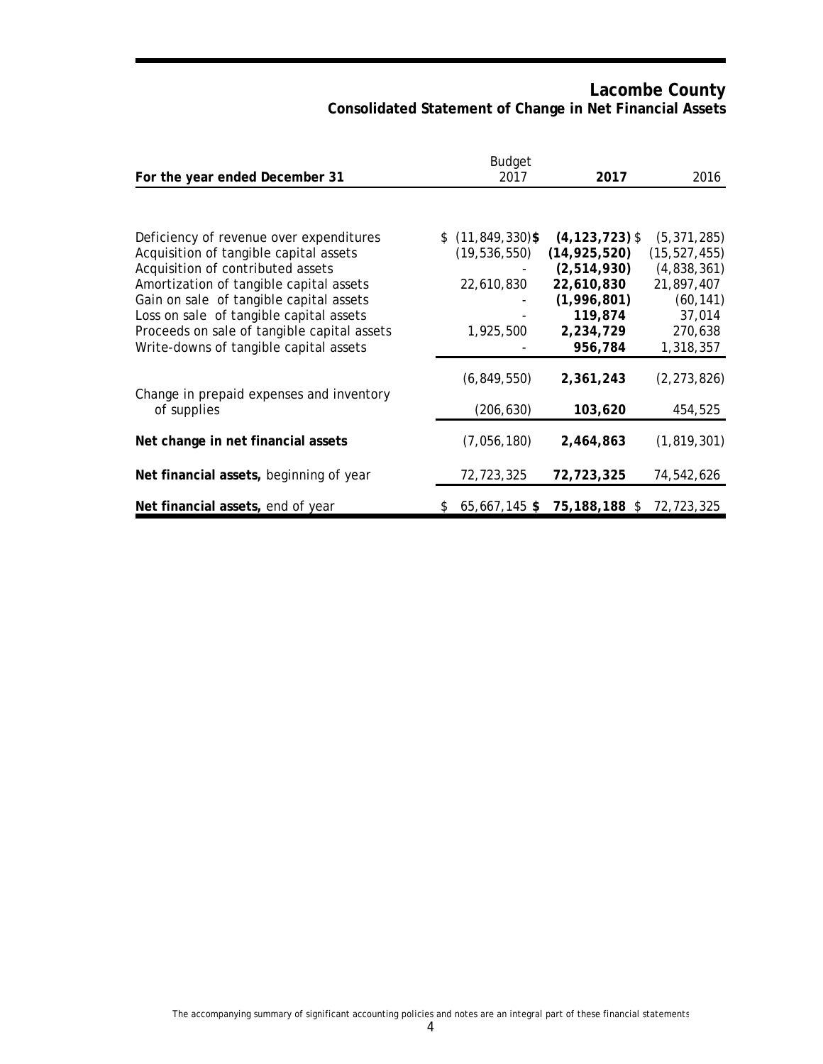# Lacombe County

## Consolidated Statement of Change in Net Financial Assets

| For the year ended December 31 | Budget 2017 | **2017** | 2016 |
|---|---|---|---|
| Deficiency of revenue over expenditures | $ (11,849,330) | **$ (4,123,723)** | $ (5,371,285) |
| Acquisition of tangible capital assets | (19,536,550) | **(14,925,520)** | (15,527,455) |
| Acquisition of contributed assets | - | **(2,514,930)** | (4,838,361) |
| Amortization of tangible capital assets | 22,610,830 | **22,610,830** | 21,897,407 |
| Gain on sale of tangible capital assets | - | **(1,996,801)** | (60,141) |
| Loss on sale of tangible capital assets | - | **119,874** | 37,014 |
| Proceeds on sale of tangible capital assets | 1,925,500 | **2,234,729** | 270,638 |
| Write-downs of tangible capital assets | - | **956,784** | 1,318,357 |
| | (6,849,550) | **2,361,243** | (2,273,826) |
| Change in prepaid expenses and inventory of supplies | (206,630) | **103,620** | 454,525 |
| **Net change in net financial assets** | (7,056,180) | **2,464,863** | (1,819,301) |
| **Net financial assets,** beginning of year | 72,723,325 | **72,723,325** | 74,542,626 |
| **Net financial assets,** end of year | $ 65,667,145 | **$ 75,188,188** | $ 72,723,325 |

The accompanying summary of significant accounting policies and notes are an integral part of these financial statements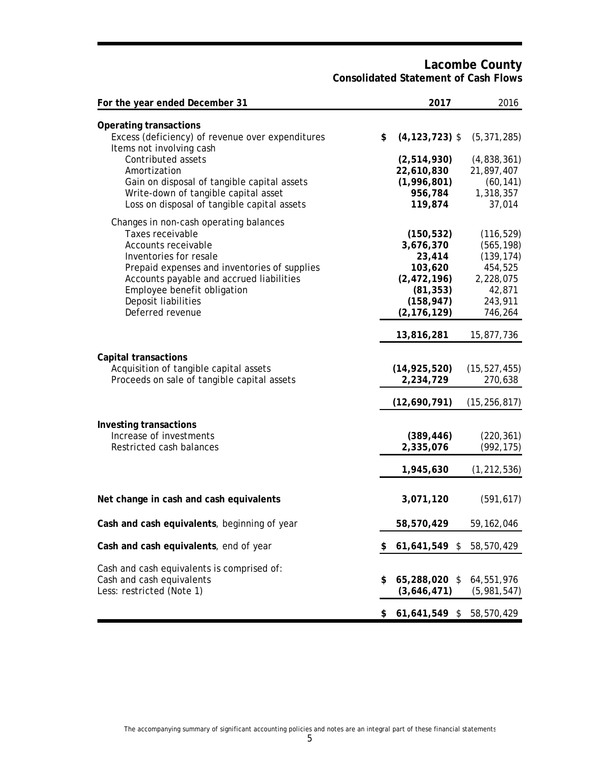# Lacombe County

## Consolidated Statement of Cash Flows

| For the year ended December 31 | 2017 | 2016 |
|---|---|---|
| **Operating transactions** | | |
| Excess (deficiency) of revenue over expenditures | $ (4,123,723) | $ (5,371,285) |
| Items not involving cash | | |
| Contributed assets | (2,514,930) | (4,838,361) |
| Amortization | 22,610,830 | 21,897,407 |
| Gain on disposal of tangible capital assets | (1,996,801) | (60,141) |
| Write-down of tangible capital asset | 956,784 | 1,318,357 |
| Loss on disposal of tangible capital assets | 119,874 | 37,014 |
| Changes in non-cash operating balances | | |
| Taxes receivable | (150,532) | (116,529) |
| Accounts receivable | 3,676,370 | (565,198) |
| Inventories for resale | 23,414 | (139,174) |
| Prepaid expenses and inventories of supplies | 103,620 | 454,525 |
| Accounts payable and accrued liabilities | (2,472,196) | 2,228,075 |
| Employee benefit obligation | (81,353) | 42,871 |
| Deposit liabilities | (158,947) | 243,911 |
| Deferred revenue | (2,176,129) | 746,264 |
| | 13,816,281 | 15,877,736 |
| **Capital transactions** | | |
| Acquisition of tangible capital assets | (14,925,520) | (15,527,455) |
| Proceeds on sale of tangible capital assets | 2,234,729 | 270,638 |
| | (12,690,791) | (15,256,817) |
| **Investing transactions** | | |
| Increase of investments | (389,446) | (220,361) |
| Restricted cash balances | 2,335,076 | (992,175) |
| | 1,945,630 | (1,212,536) |
| **Net change in cash and cash equivalents** | 3,071,120 | (591,617) |
| **Cash and cash equivalents**, beginning of year | 58,570,429 | 59,162,046 |
| **Cash and cash equivalents**, end of year | $ 61,641,549 | $ 58,570,429 |
| Cash and cash equivalents is comprised of: | | |
| Cash and cash equivalents | $ 65,288,020 | $ 64,551,976 |
| Less: restricted (Note 1) | (3,646,471) | (5,981,547) |
| | $ 61,641,549 | $ 58,570,429 |

The accompanying summary of significant accounting policies and notes are an integral part of these financial statements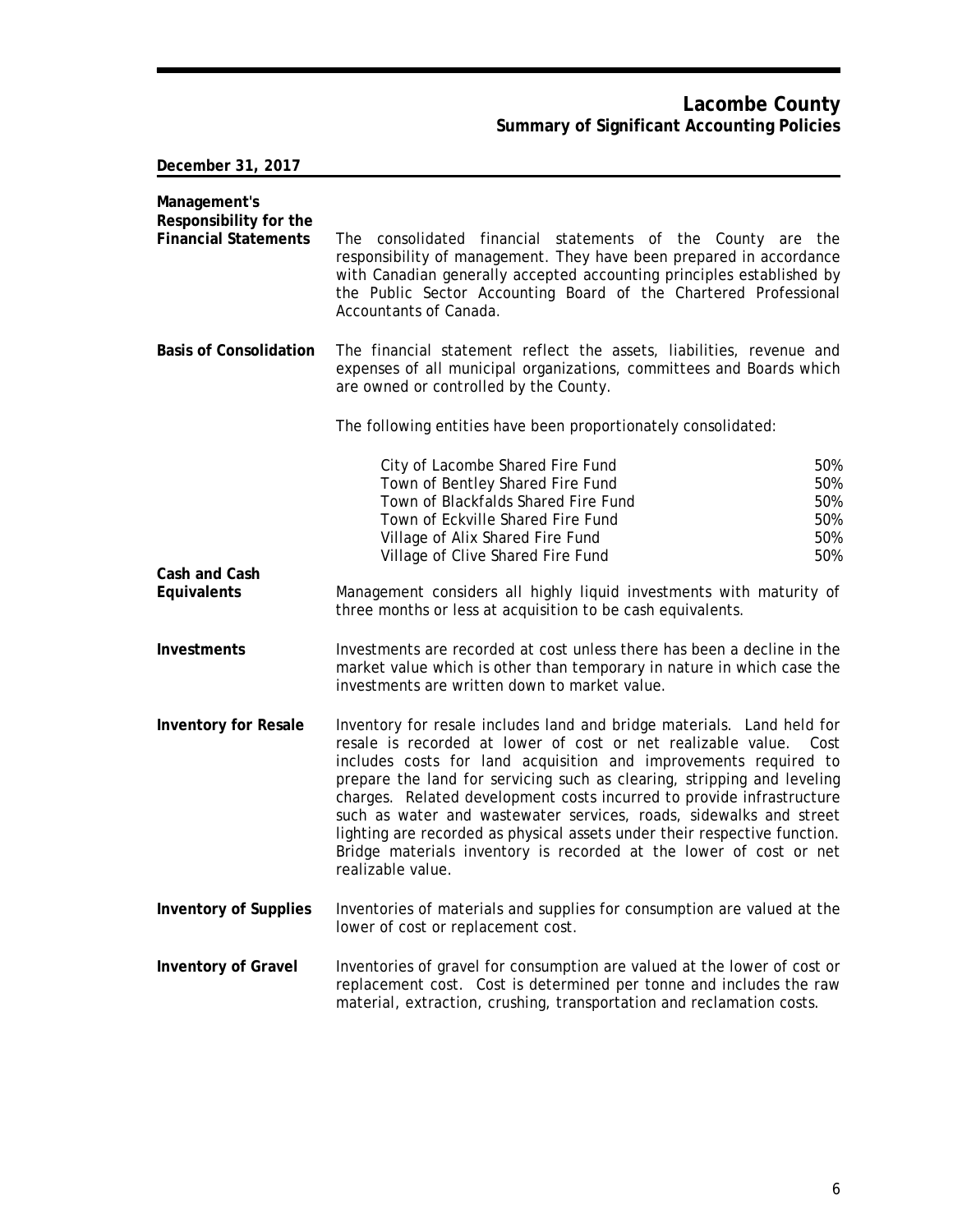# Lacombe County
## Summary of Significant Accounting Policies

**December 31, 2017**

**Management's Responsibility for the Financial Statements**

The consolidated financial statements of the County are the responsibility of management. They have been prepared in accordance with Canadian generally accepted accounting principles established by the Public Sector Accounting Board of the Chartered Professional Accountants of Canada.

**Basis of Consolidation**

The financial statement reflect the assets, liabilities, revenue and expenses of all municipal organizations, committees and Boards which are owned or controlled by the County.

The following entities have been proportionately consolidated:

| | |
|---|---|
| City of Lacombe Shared Fire Fund | 50% |
| Town of Bentley Shared Fire Fund | 50% |
| Town of Blackfalds Shared Fire Fund | 50% |
| Town of Eckville Shared Fire Fund | 50% |
| Village of Alix Shared Fire Fund | 50% |
| Village of Clive Shared Fire Fund | 50% |

**Cash and Cash Equivalents**

Management considers all highly liquid investments with maturity of three months or less at acquisition to be cash equivalents.

**Investments**

Investments are recorded at cost unless there has been a decline in the market value which is other than temporary in nature in which case the investments are written down to market value.

**Inventory for Resale**

Inventory for resale includes land and bridge materials. Land held for resale is recorded at lower of cost or net realizable value. Cost includes costs for land acquisition and improvements required to prepare the land for servicing such as clearing, stripping and leveling charges. Related development costs incurred to provide infrastructure such as water and wastewater services, roads, sidewalks and street lighting are recorded as physical assets under their respective function. Bridge materials inventory is recorded at the lower of cost or net realizable value.

**Inventory of Supplies**

Inventories of materials and supplies for consumption are valued at the lower of cost or replacement cost.

**Inventory of Gravel**

Inventories of gravel for consumption are valued at the lower of cost or replacement cost. Cost is determined per tonne and includes the raw material, extraction, crushing, transportation and reclamation costs.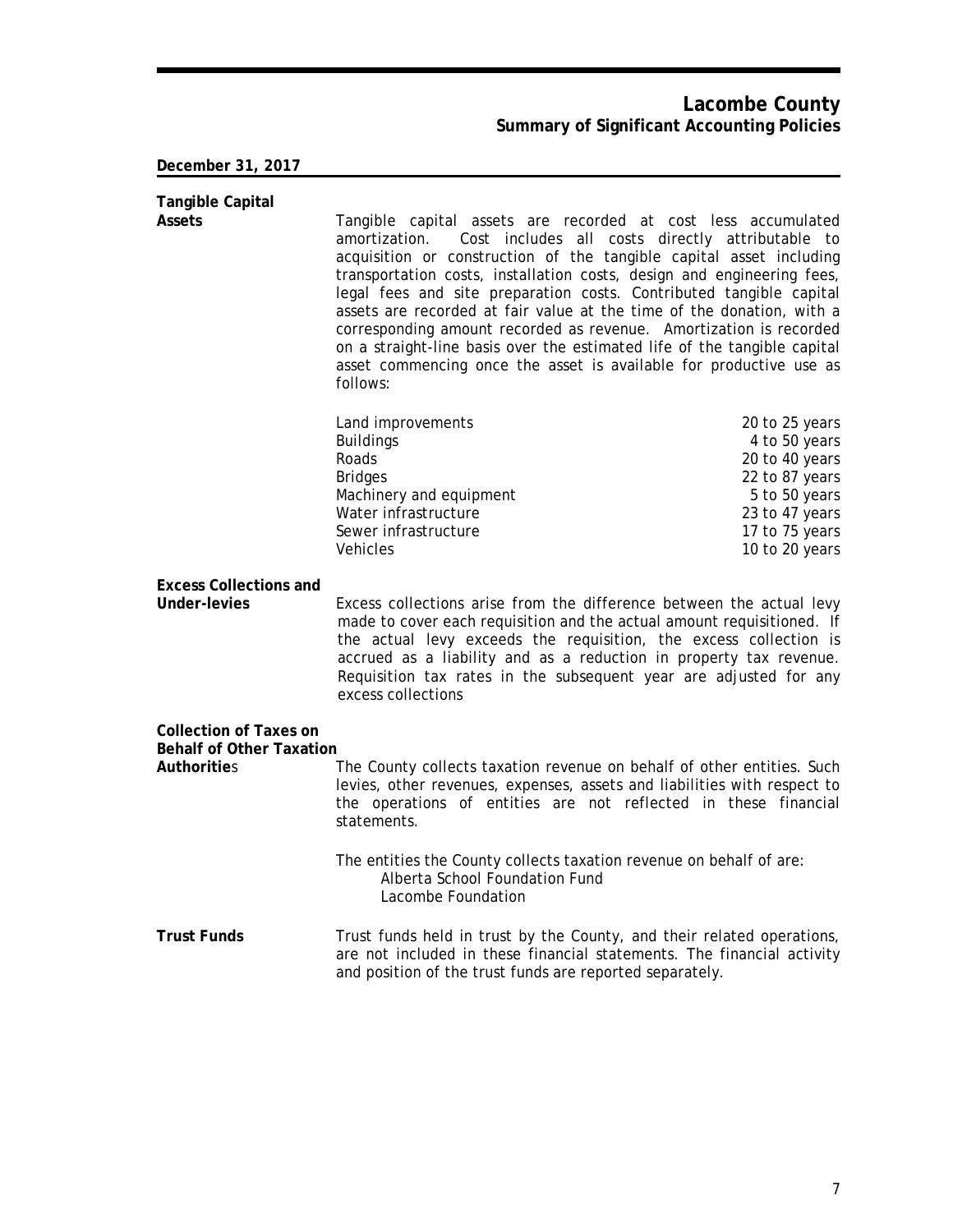# Lacombe County
## Summary of Significant Accounting Policies

**December 31, 2017**

**Tangible Capital Assets**

Tangible capital assets are recorded at cost less accumulated amortization. Cost includes all costs directly attributable to acquisition or construction of the tangible capital asset including transportation costs, installation costs, design and engineering fees, legal fees and site preparation costs. Contributed tangible capital assets are recorded at fair value at the time of the donation, with a corresponding amount recorded as revenue. Amortization is recorded on a straight-line basis over the estimated life of the tangible capital asset commencing once the asset is available for productive use as follows:

| | |
|---|---|
| Land improvements | 20 to 25 years |
| Buildings | 4 to 50 years |
| Roads | 20 to 40 years |
| Bridges | 22 to 87 years |
| Machinery and equipment | 5 to 50 years |
| Water infrastructure | 23 to 47 years |
| Sewer infrastructure | 17 to 75 years |
| Vehicles | 10 to 20 years |

**Excess Collections and Under-levies**

Excess collections arise from the difference between the actual levy made to cover each requisition and the actual amount requisitioned. If the actual levy exceeds the requisition, the excess collection is accrued as a liability and as a reduction in property tax revenue. Requisition tax rates in the subsequent year are adjusted for any excess collections

**Collection of Taxes on Behalf of Other Taxation Authorities**

The County collects taxation revenue on behalf of other entities. Such levies, other revenues, expenses, assets and liabilities with respect to the operations of entities are not reflected in these financial statements.

The entities the County collects taxation revenue on behalf of are:
- Alberta School Foundation Fund
- Lacombe Foundation

**Trust Funds**

Trust funds held in trust by the County, and their related operations, are not included in these financial statements. The financial activity and position of the trust funds are reported separately.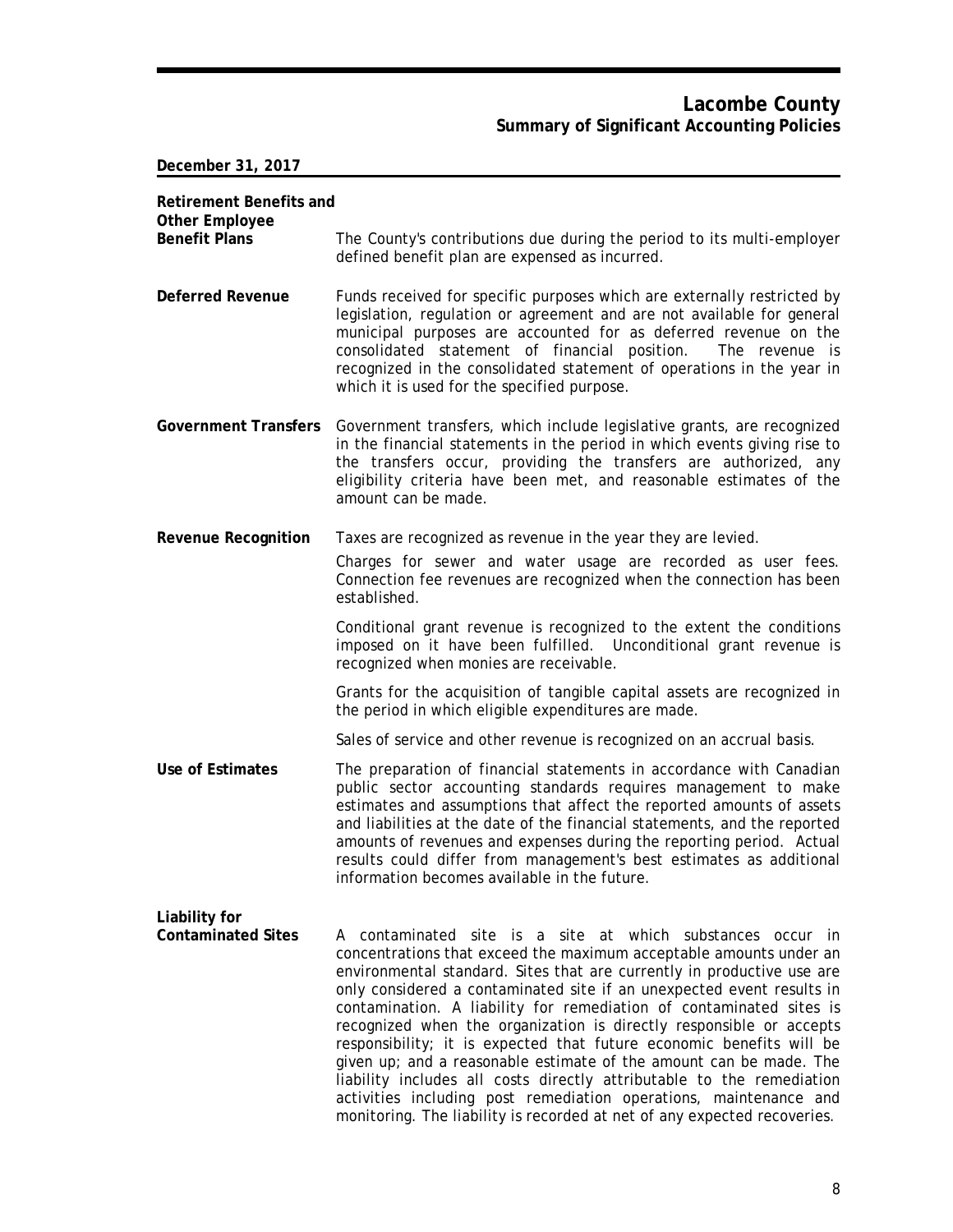# Lacombe County
## Summary of Significant Accounting Policies

**December 31, 2017**

**Retirement Benefits and Other Employee Benefit Plans**

The County's contributions due during the period to its multi-employer defined benefit plan are expensed as incurred.

**Deferred Revenue**

Funds received for specific purposes which are externally restricted by legislation, regulation or agreement and are not available for general municipal purposes are accounted for as deferred revenue on the consolidated statement of financial position. The revenue is recognized in the consolidated statement of operations in the year in which it is used for the specified purpose.

**Government Transfers**

Government transfers, which include legislative grants, are recognized in the financial statements in the period in which events giving rise to the transfers occur, providing the transfers are authorized, any eligibility criteria have been met, and reasonable estimates of the amount can be made.

**Revenue Recognition**

Taxes are recognized as revenue in the year they are levied.

Charges for sewer and water usage are recorded as user fees. Connection fee revenues are recognized when the connection has been established.

Conditional grant revenue is recognized to the extent the conditions imposed on it have been fulfilled. Unconditional grant revenue is recognized when monies are receivable.

Grants for the acquisition of tangible capital assets are recognized in the period in which eligible expenditures are made.

Sales of service and other revenue is recognized on an accrual basis.

**Use of Estimates**

The preparation of financial statements in accordance with Canadian public sector accounting standards requires management to make estimates and assumptions that affect the reported amounts of assets and liabilities at the date of the financial statements, and the reported amounts of revenues and expenses during the reporting period. Actual results could differ from management's best estimates as additional information becomes available in the future.

**Liability for Contaminated Sites**

A contaminated site is a site at which substances occur in concentrations that exceed the maximum acceptable amounts under an environmental standard. Sites that are currently in productive use are only considered a contaminated site if an unexpected event results in contamination. A liability for remediation of contaminated sites is recognized when the organization is directly responsible or accepts responsibility; it is expected that future economic benefits will be given up; and a reasonable estimate of the amount can be made. The liability includes all costs directly attributable to the remediation activities including post remediation operations, maintenance and monitoring. The liability is recorded at net of any expected recoveries.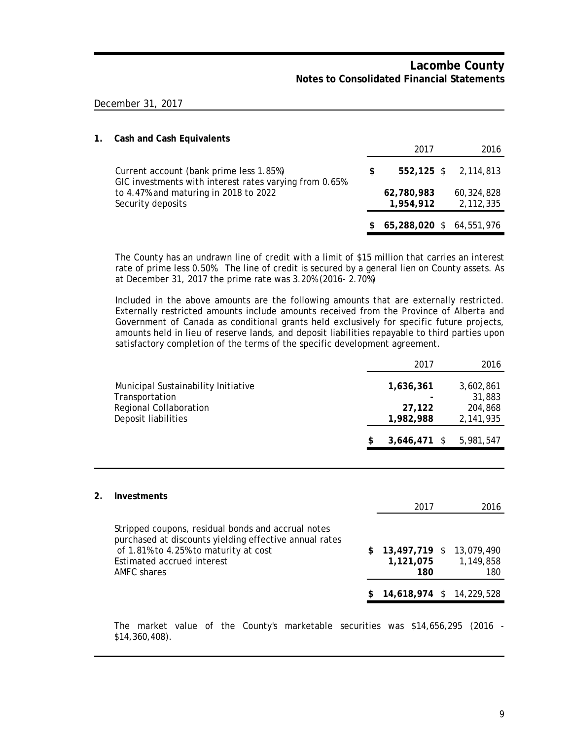# Lacombe County
## Notes to Consolidated Financial Statements

December 31, 2017

### 1. Cash and Cash Equivalents

| | 2017 | 2016 |
|---|---|---|
| Current account (bank prime less 1.85%) | $ **552,125** | $ 2,114,813 |
| GIC investments with interest rates varying from 0.65% to 4.47% and maturing in 2018 to 2022 | **62,780,983** | 60,324,828 |
| Security deposits | **1,954,912** | 2,112,335 |
| | $ **65,288,020** | $ 64,551,976 |

The County has an undrawn line of credit with a limit of $15 million that carries an interest rate of prime less 0.50%. The line of credit is secured by a general lien on County assets. As at December 31, 2017 the prime rate was 3.20% (2016- 2.70%)

Included in the above amounts are the following amounts that are externally restricted. Externally restricted amounts include amounts received from the Province of Alberta and Government of Canada as conditional grants held exclusively for specific future projects, amounts held in lieu of reserve lands, and deposit liabilities repayable to third parties upon satisfactory completion of the terms of the specific development agreement.

| | 2017 | 2016 |
|---|---|---|
| Municipal Sustainability Initiative | **1,636,361** | 3,602,861 |
| Transportation | **-** | 31,883 |
| Regional Collaboration | **27,122** | 204,868 |
| Deposit liabilities | **1,982,988** | 2,141,935 |
| | $ **3,646,471** | $ 5,981,547 |

### 2. Investments

| | 2017 | 2016 |
|---|---|---|
| Stripped coupons, residual bonds and accrual notes purchased at discounts yielding effective annual rates of 1.81% to 4.25% to maturity at cost | $ **13,497,719** | $ 13,079,490 |
| Estimated accrued interest | **1,121,075** | 1,149,858 |
| AMFC shares | **180** | 180 |
| | $ **14,618,974** | $ 14,229,528 |

The market value of the County's marketable securities was $14,656,295 (2016 - $14,360,408).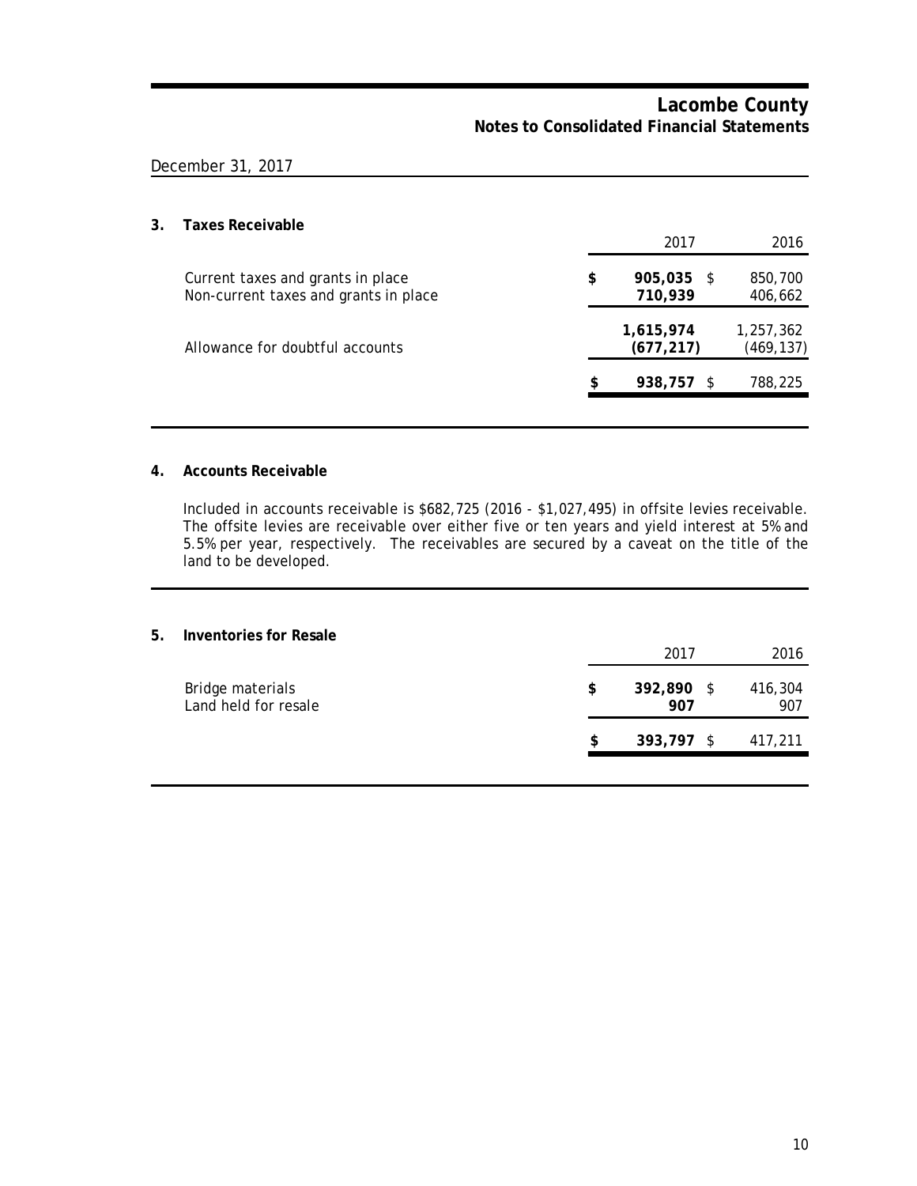December 31, 2017

## 3. Taxes Receivable

| | 2017 | 2016 |
|---|---|---|
| Current taxes and grants in place | **$ 905,035** | $ 850,700 |
| Non-current taxes and grants in place | **710,939** | 406,662 |
| | **1,615,974** | 1,257,362 |
| Allowance for doubtful accounts | **(677,217)** | (469,137) |
| | **$ 938,757** | $ 788,225 |

## 4. Accounts Receivable

Included in accounts receivable is $682,725 (2016 - $1,027,495) in offsite levies receivable. The offsite levies are receivable over either five or ten years and yield interest at 5% and 5.5% per year, respectively. The receivables are secured by a caveat on the title of the land to be developed.

## 5. Inventories for Resale

| | 2017 | 2016 |
|---|---|---|
| Bridge materials | **$ 392,890** | $ 416,304 |
| Land held for resale | **907** | 907 |
| | **$ 393,797** | $ 417,211 |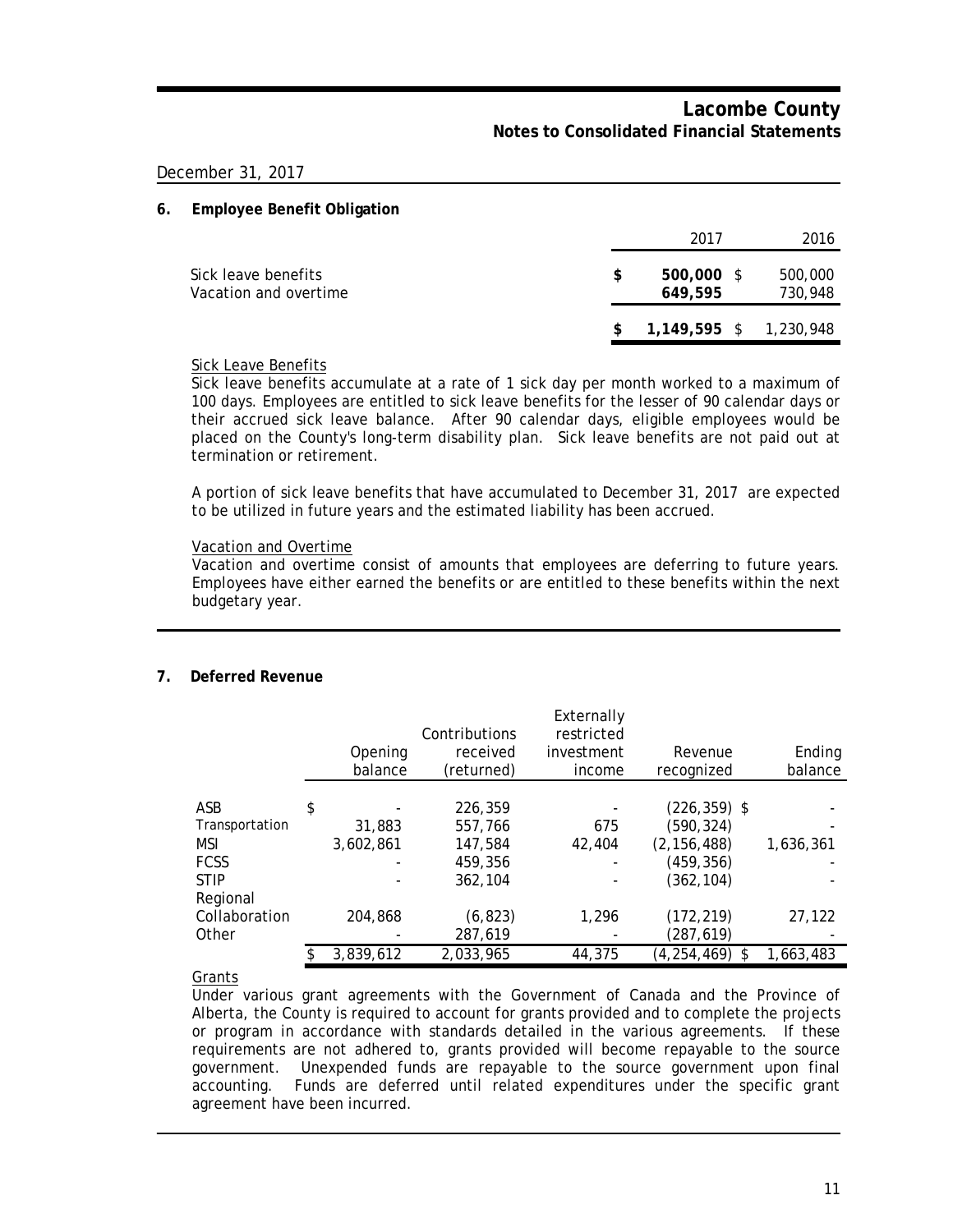December 31, 2017

## 6. Employee Benefit Obligation

| | 2017 | 2016 |
|---|---|---|
| Sick leave benefits | $ **500,000** | $ 500,000 |
| Vacation and overtime | **649,595** | 730,948 |
| | $ **1,149,595** | $ 1,230,948 |

Sick Leave Benefits

Sick leave benefits accumulate at a rate of 1 sick day per month worked to a maximum of 100 days. Employees are entitled to sick leave benefits for the lesser of 90 calendar days or their accrued sick leave balance. After 90 calendar days, eligible employees would be placed on the County's long-term disability plan. Sick leave benefits are not paid out at termination or retirement.

A portion of sick leave benefits that have accumulated to December 31, 2017 are expected to be utilized in future years and the estimated liability has been accrued.

Vacation and Overtime

Vacation and overtime consist of amounts that employees are deferring to future years. Employees have either earned the benefits or are entitled to these benefits within the next budgetary year.

## 7. Deferred Revenue

| | Opening balance | Contributions received (returned) | Externally restricted investment income | Revenue recognized | Ending balance |
|---|---|---|---|---|---|
| ASB | $ - | 226,359 | - | (226,359) | $ - |
| Transportation | 31,883 | 557,766 | 675 | (590,324) | - |
| MSI | 3,602,861 | 147,584 | 42,404 | (2,156,488) | 1,636,361 |
| FCSS | - | 459,356 | - | (459,356) | - |
| STIP | - | 362,104 | - | (362,104) | - |
| Regional Collaboration | 204,868 | (6,823) | 1,296 | (172,219) | 27,122 |
| Other | - | 287,619 | - | (287,619) | - |
| | $ 3,839,612 | 2,033,965 | 44,375 | (4,254,469) | $ 1,663,483 |

Grants

Under various grant agreements with the Government of Canada and the Province of Alberta, the County is required to account for grants provided and to complete the projects or program in accordance with standards detailed in the various agreements. If these requirements are not adhered to, grants provided will become repayable to the source government. Unexpended funds are repayable to the source government upon final accounting. Funds are deferred until related expenditures under the specific grant agreement have been incurred.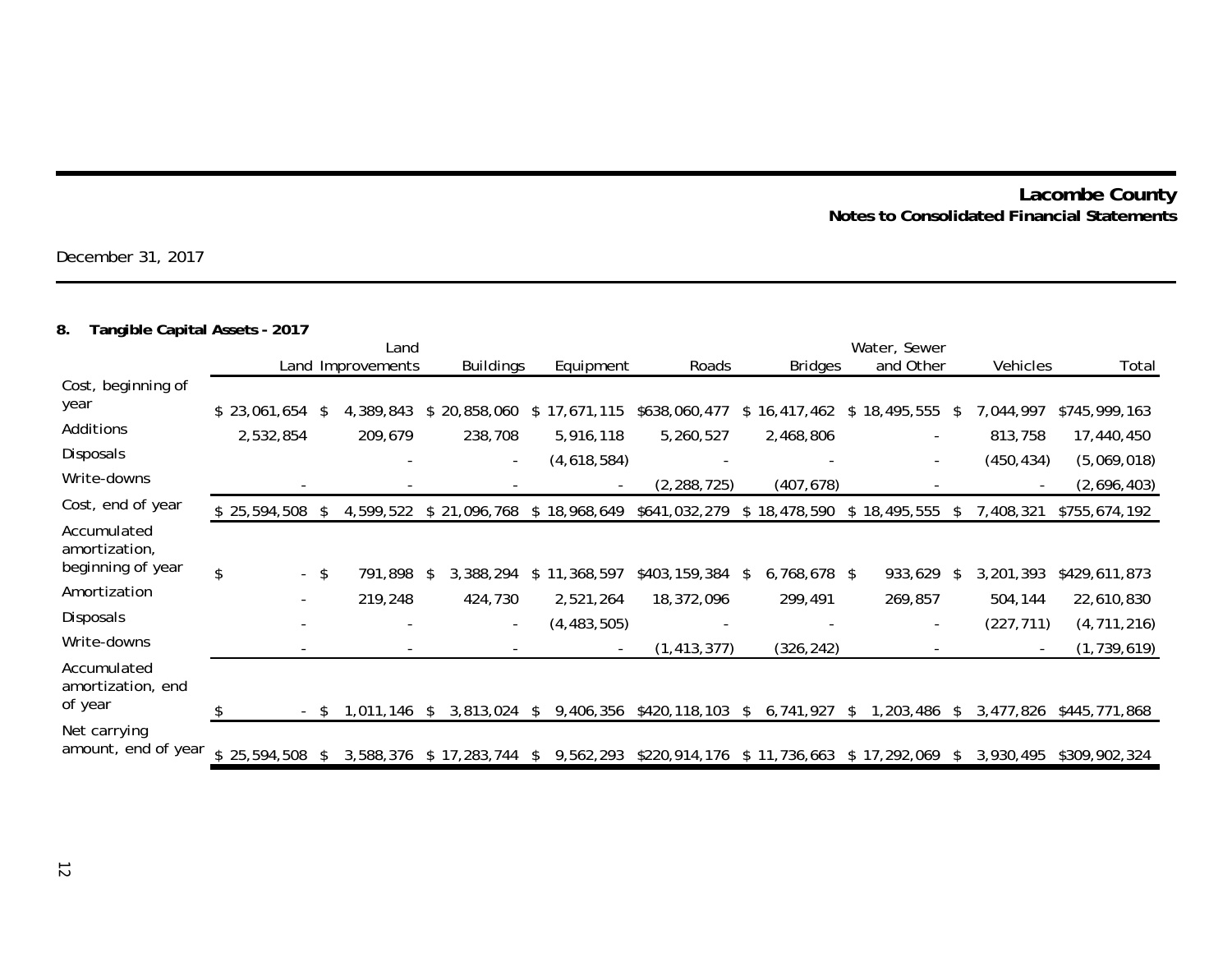**Lacombe County**
**Notes to Consolidated Financial Statements**

December 31, 2017

## 8. Tangible Capital Assets - 2017

| | Land | Land Improvements | Buildings | Equipment | Roads | Bridges | Water, Sewer and Other | Vehicles | Total |
|---|---|---|---|---|---|---|---|---|---|
| Cost, beginning of year | $ 23,061,654 | $ 4,389,843 | $ 20,858,060 | $ 17,671,115 | $638,060,477 | $ 16,417,462 | $ 18,495,555 | $ 7,044,997 | $745,999,163 |
| Additions | 2,532,854 | 209,679 | 238,708 | 5,916,118 | 5,260,527 | 2,468,806 | - | 813,758 | 17,440,450 |
| Disposals | | - | - | (4,618,584) | - | - | - | (450,434) | (5,069,018) |
| Write-downs | - | - | - | - | (2,288,725) | (407,678) | - | - | (2,696,403) |
| Cost, end of year | $ 25,594,508 | $ 4,599,522 | $ 21,096,768 | $ 18,968,649 | $641,032,279 | $ 18,478,590 | $ 18,495,555 | $ 7,408,321 | $755,674,192 |
| Accumulated amortization, beginning of year | $ - | $ 791,898 | $ 3,388,294 | $ 11,368,597 | $403,159,384 | $ 6,768,678 | $ 933,629 | $ 3,201,393 | $429,611,873 |
| Amortization | - | 219,248 | 424,730 | 2,521,264 | 18,372,096 | 299,491 | 269,857 | 504,144 | 22,610,830 |
| Disposals | - | - | - | (4,483,505) | - | - | - | (227,711) | (4,711,216) |
| Write-downs | - | - | - | - | (1,413,377) | (326,242) | - | - | (1,739,619) |
| Accumulated amortization, end of year | $ - | $ 1,011,146 | $ 3,813,024 | $ 9,406,356 | $420,118,103 | $ 6,741,927 | $ 1,203,486 | $ 3,477,826 | $445,771,868 |
| Net carrying amount, end of year | $ 25,594,508 | $ 3,588,376 | $ 17,283,744 | $ 9,562,293 | $220,914,176 | $ 11,736,663 | $ 17,292,069 | $ 3,930,495 | $309,902,324 |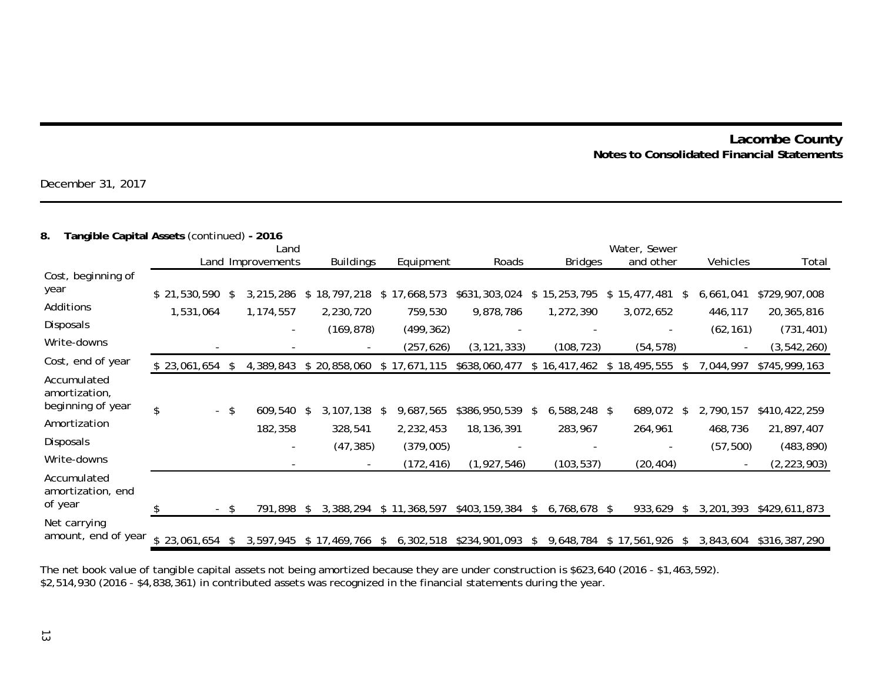December 31, 2017

## 8. Tangible Capital Assets (continued) - 2016

| | Land | Land Improvements | Buildings | Equipment | Roads | Bridges | Water, Sewer and other | Vehicles | Total |
|---|---|---|---|---|---|---|---|---|---|
| Cost, beginning of year | $ 21,530,590 | $ 3,215,286 | $ 18,797,218 | $ 17,668,573 | $631,303,024 | $ 15,253,795 | $ 15,477,481 | $ 6,661,041 | $729,907,008 |
| Additions | 1,531,064 | 1,174,557 | 2,230,720 | 759,530 | 9,878,786 | 1,272,390 | 3,072,652 | 446,117 | 20,365,816 |
| Disposals | | - | (169,878) | (499,362) | - | - | - | (62,161) | (731,401) |
| Write-downs | - | - | - | (257,626) | (3,121,333) | (108,723) | (54,578) | - | (3,542,260) |
| Cost, end of year | $ 23,061,654 | $ 4,389,843 | $ 20,858,060 | $ 17,671,115 | $638,060,477 | $ 16,417,462 | $ 18,495,555 | $ 7,044,997 | $745,999,163 |
| Accumulated amortization, beginning of year | $ - | $ 609,540 | $ 3,107,138 | $ 9,687,565 | $386,950,539 | $ 6,588,248 | $ 689,072 | $ 2,790,157 | $410,422,259 |
| Amortization | | 182,358 | 328,541 | 2,232,453 | 18,136,391 | 283,967 | 264,961 | 468,736 | 21,897,407 |
| Disposals | | - | (47,385) | (379,005) | - | - | - | (57,500) | (483,890) |
| Write-downs | | - | - | (172,416) | (1,927,546) | (103,537) | (20,404) | - | (2,223,903) |
| Accumulated amortization, end of year | $ - | $ 791,898 | $ 3,388,294 | $ 11,368,597 | $403,159,384 | $ 6,768,678 | $ 933,629 | $ 3,201,393 | $429,611,873 |
| Net carrying amount, end of year | $ 23,061,654 | $ 3,597,945 | $ 17,469,766 | $ 6,302,518 | $234,901,093 | $ 9,648,784 | $ 17,561,926 | $ 3,843,604 | $316,387,290 |

The net book value of tangible capital assets not being amortized because they are under construction is $623,640 (2016 - $1,463,592).
$2,514,930 (2016 - $4,838,361) in contributed assets was recognized in the financial statements during the year.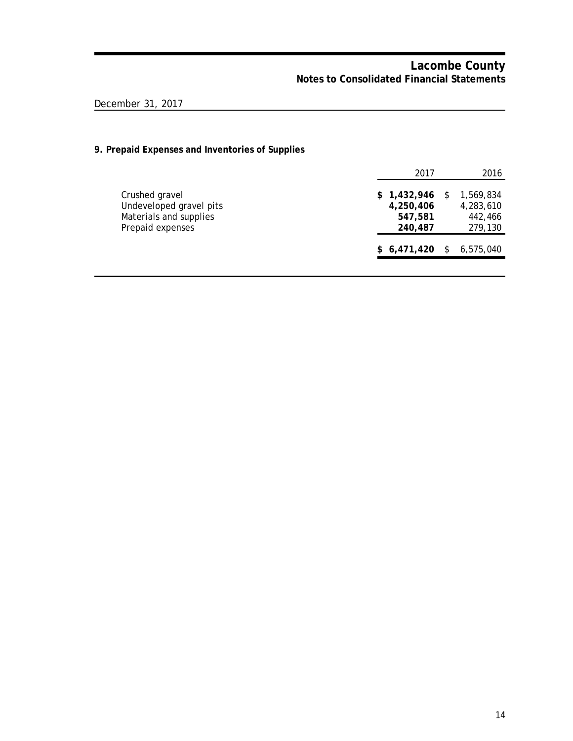# Lacombe County
## Notes to Consolidated Financial Statements

December 31, 2017

### 9. Prepaid Expenses and Inventories of Supplies

| | 2017 | 2016 |
|---|---|---|
| Crushed gravel | **$ 1,432,946** | $ 1,569,834 |
| Undeveloped gravel pits | **4,250,406** | 4,283,610 |
| Materials and supplies | **547,581** | 442,466 |
| Prepaid expenses | **240,487** | 279,130 |
| | **$ 6,471,420** | $ 6,575,040 |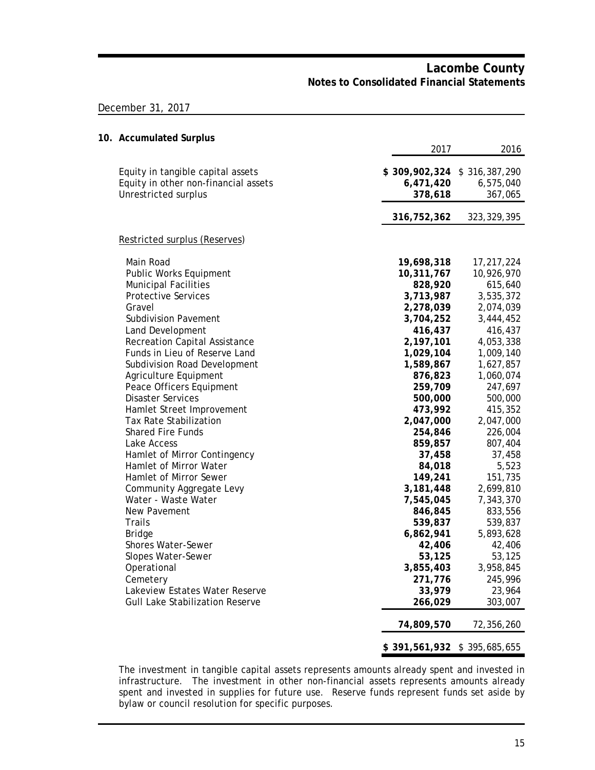December 31, 2017

## 10. Accumulated Surplus

| | 2017 | 2016 |
|---|---|---|
| Equity in tangible capital assets | **$ 309,902,324** | $ 316,387,290 |
| Equity in other non-financial assets | **6,471,420** | 6,575,040 |
| Unrestricted surplus | **378,618** | 367,065 |
| | **316,752,362** | 323,329,395 |
| Restricted surplus (Reserves) | | |
| Main Road | **19,698,318** | 17,217,224 |
| Public Works Equipment | **10,311,767** | 10,926,970 |
| Municipal Facilities | **828,920** | 615,640 |
| Protective Services | **3,713,987** | 3,535,372 |
| Gravel | **2,278,039** | 2,074,039 |
| Subdivision Pavement | **3,704,252** | 3,444,452 |
| Land Development | **416,437** | 416,437 |
| Recreation Capital Assistance | **2,197,101** | 4,053,338 |
| Funds in Lieu of Reserve Land | **1,029,104** | 1,009,140 |
| Subdivision Road Development | **1,589,867** | 1,627,857 |
| Agriculture Equipment | **876,823** | 1,060,074 |
| Peace Officers Equipment | **259,709** | 247,697 |
| Disaster Services | **500,000** | 500,000 |
| Hamlet Street Improvement | **473,992** | 415,352 |
| Tax Rate Stabilization | **2,047,000** | 2,047,000 |
| Shared Fire Funds | **254,846** | 226,004 |
| Lake Access | **859,857** | 807,404 |
| Hamlet of Mirror Contingency | **37,458** | 37,458 |
| Hamlet of Mirror Water | **84,018** | 5,523 |
| Hamlet of Mirror Sewer | **149,241** | 151,735 |
| Community Aggregate Levy | **3,181,448** | 2,699,810 |
| Water - Waste Water | **7,545,045** | 7,343,370 |
| New Pavement | **846,845** | 833,556 |
| Trails | **539,837** | 539,837 |
| Bridge | **6,862,941** | 5,893,628 |
| Shores Water-Sewer | **42,406** | 42,406 |
| Slopes Water-Sewer | **53,125** | 53,125 |
| Operational | **3,855,403** | 3,958,845 |
| Cemetery | **271,776** | 245,996 |
| Lakeview Estates Water Reserve | **33,979** | 23,964 |
| Gull Lake Stabilization Reserve | **266,029** | 303,007 |
| | **74,809,570** | 72,356,260 |
| | **$ 391,561,932** | $ 395,685,655 |

The investment in tangible capital assets represents amounts already spent and invested in infrastructure. The investment in other non-financial assets represents amounts already spent and invested in supplies for future use. Reserve funds represent funds set aside by bylaw or council resolution for specific purposes.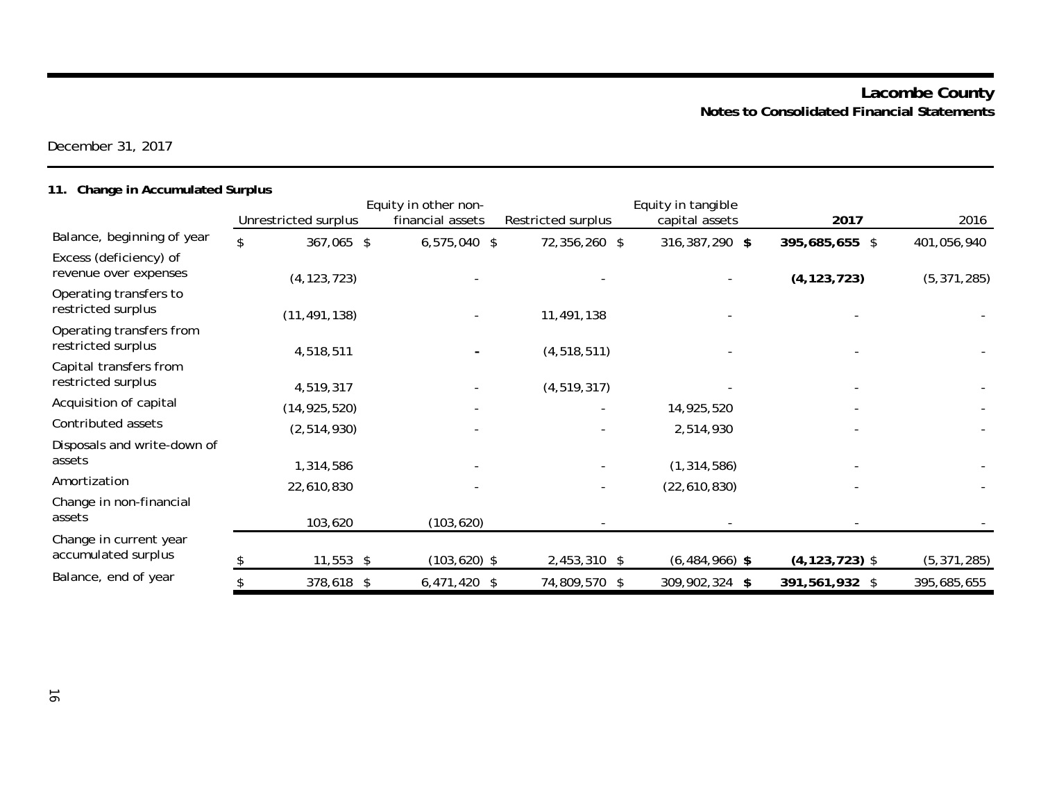# Lacombe County
## Notes to Consolidated Financial Statements

December 31, 2017

### 11. Change in Accumulated Surplus

| | Unrestricted surplus | Equity in other non-financial assets | Restricted surplus | Equity in tangible capital assets | **2017** | 2016 |
|---|---|---|---|---|---|---|
| Balance, beginning of year | $ 367,065 | $ 6,575,040 | $ 72,356,260 | $ 316,387,290 | **$ 395,685,655** | $ 401,056,940 |
| Excess (deficiency) of revenue over expenses | (4,123,723) | - | - | - | **(4,123,723)** | (5,371,285) |
| Operating transfers to restricted surplus | (11,491,138) | - | 11,491,138 | - | - | - |
| Operating transfers from restricted surplus | 4,518,511 | - | (4,518,511) | - | - | - |
| Capital transfers from restricted surplus | 4,519,317 | - | (4,519,317) | - | - | - |
| Acquisition of capital | (14,925,520) | - | - | 14,925,520 | - | - |
| Contributed assets | (2,514,930) | - | - | 2,514,930 | - | - |
| Disposals and write-down of assets | 1,314,586 | - | - | (1,314,586) | - | - |
| Amortization | 22,610,830 | - | - | (22,610,830) | - | - |
| Change in non-financial assets | 103,620 | (103,620) | - | - | - | - |
| Change in current year accumulated surplus | $ 11,553 | $ (103,620) | $ 2,453,310 | $ (6,484,966) | **$ (4,123,723)** | $ (5,371,285) |
| Balance, end of year | $ 378,618 | $ 6,471,420 | $ 74,809,570 | $ 309,902,324 | **$ 391,561,932** | $ 395,685,655 |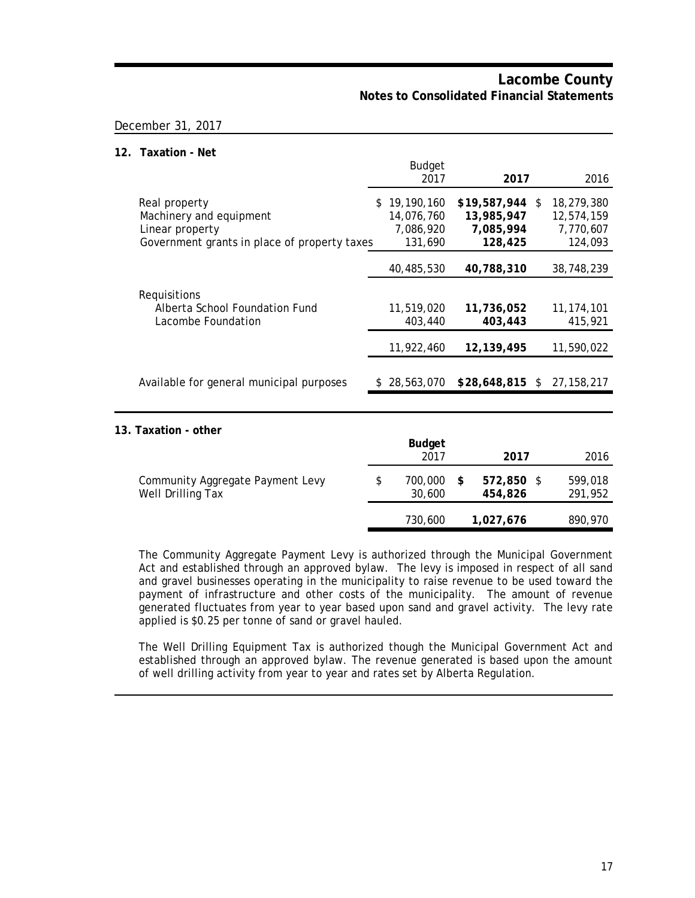# Lacombe County
## Notes to Consolidated Financial Statements

December 31, 2017

### 12. Taxation - Net

| | Budget 2017 | **2017** | 2016 |
|---|---|---|---|
| Real property | $ 19,190,160 | **$19,587,944** | $ 18,279,380 |
| Machinery and equipment | 14,076,760 | **13,985,947** | 12,574,159 |
| Linear property | 7,086,920 | **7,085,994** | 7,770,607 |
| Government grants in place of property taxes | 131,690 | **128,425** | 124,093 |
| | 40,485,530 | **40,788,310** | 38,748,239 |
| Requisitions | | | |
| Alberta School Foundation Fund | 11,519,020 | **11,736,052** | 11,174,101 |
| Lacombe Foundation | 403,440 | **403,443** | 415,921 |
| | 11,922,460 | **12,139,495** | 11,590,022 |
| Available for general municipal purposes | $ 28,563,070 | **$28,648,815** | $ 27,158,217 |

### 13. Taxation - other

| | **Budget** 2017 | **2017** | 2016 |
|---|---|---|---|
| Community Aggregate Payment Levy | $ 700,000 | **$ 572,850** | $ 599,018 |
| Well Drilling Tax | 30,600 | **454,826** | 291,952 |
| | 730,600 | **1,027,676** | 890,970 |

The Community Aggregate Payment Levy is authorized through the Municipal Government Act and established through an approved bylaw. The levy is imposed in respect of all sand and gravel businesses operating in the municipality to raise revenue to be used toward the payment of infrastructure and other costs of the municipality. The amount of revenue generated fluctuates from year to year based upon sand and gravel activity. The levy rate applied is $0.25 per tonne of sand or gravel hauled.

The Well Drilling Equipment Tax is authorized though the Municipal Government Act and established through an approved bylaw. The revenue generated is based upon the amount of well drilling activity from year to year and rates set by Alberta Regulation.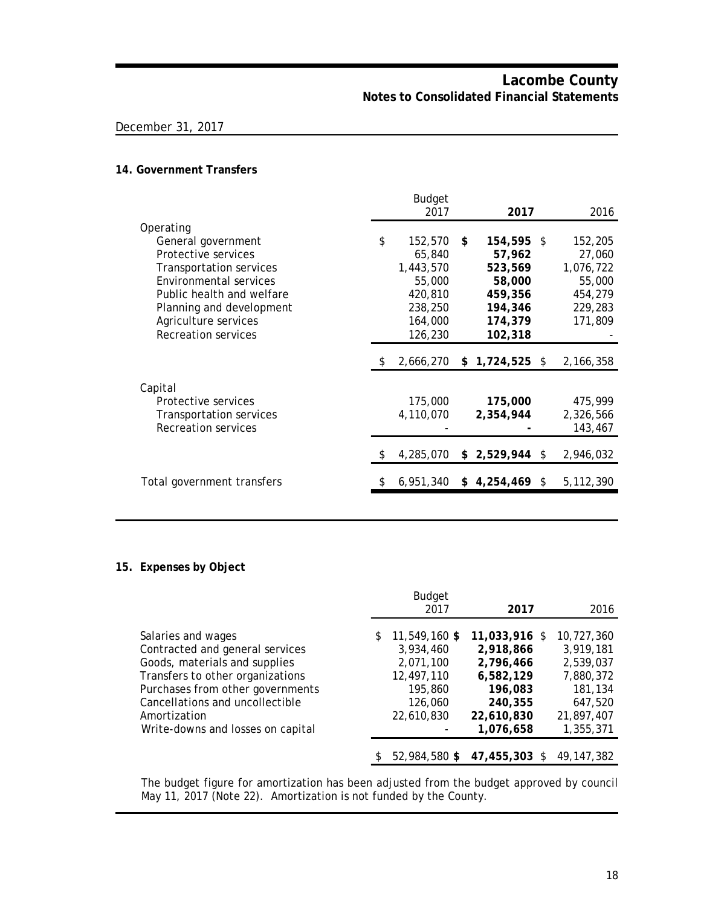# Lacombe County
## Notes to Consolidated Financial Statements

December 31, 2017

### 14. Government Transfers

| | Budget 2017 | **2017** | 2016 |
|---|---|---|---|
| Operating | | | |
| General government | $ 152,570 | **$ 154,595** | $ 152,205 |
| Protective services | 65,840 | **57,962** | 27,060 |
| Transportation services | 1,443,570 | **523,569** | 1,076,722 |
| Environmental services | 55,000 | **58,000** | 55,000 |
| Public health and welfare | 420,810 | **459,356** | 454,279 |
| Planning and development | 238,250 | **194,346** | 229,283 |
| Agriculture services | 164,000 | **174,379** | 171,809 |
| Recreation services | 126,230 | **102,318** | - |
| | $ 2,666,270 | **$ 1,724,525** | $ 2,166,358 |
| Capital | | | |
| Protective services | 175,000 | **175,000** | 475,999 |
| Transportation services | 4,110,070 | **2,354,944** | 2,326,566 |
| Recreation services | - | **-** | 143,467 |
| | $ 4,285,070 | **$ 2,529,944** | $ 2,946,032 |
| Total government transfers | $ 6,951,340 | **$ 4,254,469** | $ 5,112,390 |

### 15. Expenses by Object

| | Budget 2017 | **2017** | 2016 |
|---|---|---|---|
| Salaries and wages | $ 11,549,160 | **$ 11,033,916** | $ 10,727,360 |
| Contracted and general services | 3,934,460 | **2,918,866** | 3,919,181 |
| Goods, materials and supplies | 2,071,100 | **2,796,466** | 2,539,037 |
| Transfers to other organizations | 12,497,110 | **6,582,129** | 7,880,372 |
| Purchases from other governments | 195,860 | **196,083** | 181,134 |
| Cancellations and uncollectible | 126,060 | **240,355** | 647,520 |
| Amortization | 22,610,830 | **22,610,830** | 21,897,407 |
| Write-downs and losses on capital | - | **1,076,658** | 1,355,371 |
| | $ 52,984,580 | **$ 47,455,303** | $ 49,147,382 |

The budget figure for amortization has been adjusted from the budget approved by council May 11, 2017 (Note 22). Amortization is not funded by the County.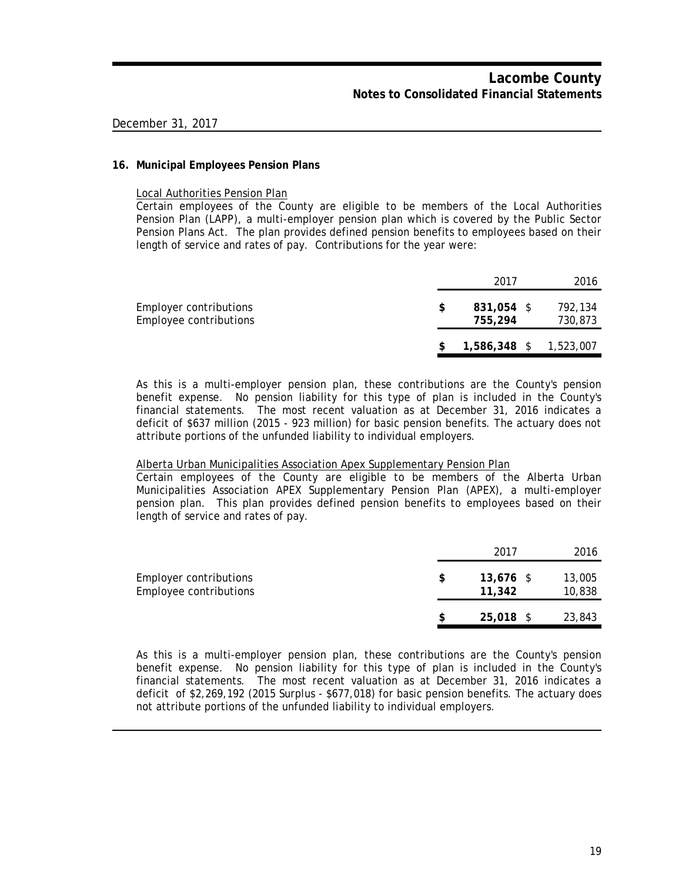December 31, 2017

## 16. Municipal Employees Pension Plans

Local Authorities Pension Plan

Certain employees of the County are eligible to be members of the Local Authorities Pension Plan (LAPP), a multi-employer pension plan which is covered by the Public Sector Pension Plans Act. The plan provides defined pension benefits to employees based on their length of service and rates of pay. Contributions for the year were:

| | 2017 | 2016 |
|---|---|---|
| Employer contributions | $ **831,054** | $ 792,134 |
| Employee contributions | **755,294** | 730,873 |
| | $ **1,586,348** | $ 1,523,007 |

As this is a multi-employer pension plan, these contributions are the County's pension benefit expense. No pension liability for this type of plan is included in the County's financial statements. The most recent valuation as at December 31, 2016 indicates a deficit of $637 million (2015 - 923 million) for basic pension benefits. The actuary does not attribute portions of the unfunded liability to individual employers.

Alberta Urban Municipalities Association Apex Supplementary Pension Plan

Certain employees of the County are eligible to be members of the Alberta Urban Municipalities Association APEX Supplementary Pension Plan (APEX), a multi-employer pension plan. This plan provides defined pension benefits to employees based on their length of service and rates of pay.

| | 2017 | 2016 |
|---|---|---|
| Employer contributions | $ **13,676** | $ 13,005 |
| Employee contributions | **11,342** | 10,838 |
| | $ **25,018** | $ 23,843 |

As this is a multi-employer pension plan, these contributions are the County's pension benefit expense. No pension liability for this type of plan is included in the County's financial statements. The most recent valuation as at December 31, 2016 indicates a deficit of $2,269,192 (2015 Surplus - $677,018) for basic pension benefits. The actuary does not attribute portions of the unfunded liability to individual employers.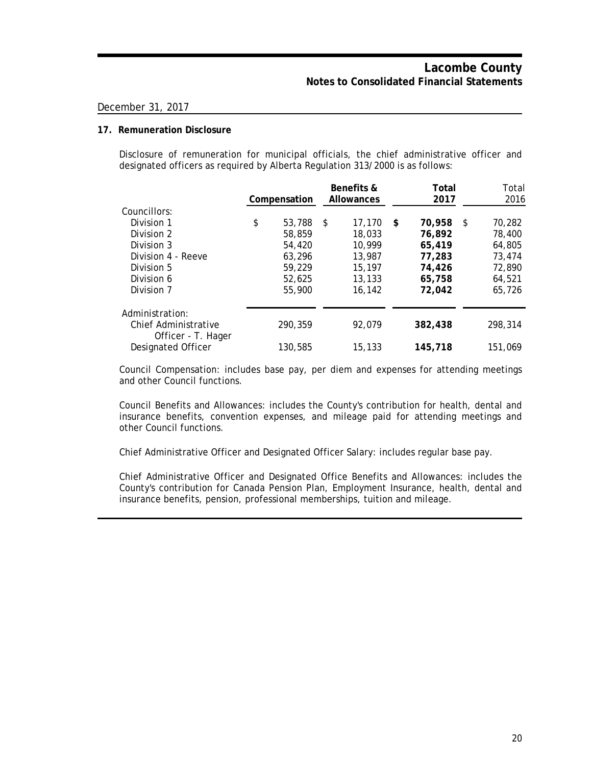## 17. Remuneration Disclosure

Disclosure of remuneration for municipal officials, the chief administrative officer and designated officers as required by Alberta Regulation 313/2000 is as follows:

| | Compensation | Benefits & Allowances | Total 2017 | Total 2016 |
|---|---|---|---|---|
| Councillors: | | | | |
| Division 1 | $ 53,788 | $ 17,170 | **$ 70,958** | $ 70,282 |
| Division 2 | 58,859 | 18,033 | **76,892** | 78,400 |
| Division 3 | 54,420 | 10,999 | **65,419** | 64,805 |
| Division 4 - Reeve | 63,296 | 13,987 | **77,283** | 73,474 |
| Division 5 | 59,229 | 15,197 | **74,426** | 72,890 |
| Division 6 | 52,625 | 13,133 | **65,758** | 64,521 |
| Division 7 | 55,900 | 16,142 | **72,042** | 65,726 |
| Administration: | | | | |
| Chief Administrative Officer - T. Hager | 290,359 | 92,079 | **382,438** | 298,314 |
| Designated Officer | 130,585 | 15,133 | **145,718** | 151,069 |

Council Compensation: includes base pay, per diem and expenses for attending meetings and other Council functions.

Council Benefits and Allowances: includes the County's contribution for health, dental and insurance benefits, convention expenses, and mileage paid for attending meetings and other Council functions.

Chief Administrative Officer and Designated Officer Salary: includes regular base pay.

Chief Administrative Officer and Designated Office Benefits and Allowances: includes the County's contribution for Canada Pension Plan, Employment Insurance, health, dental and insurance benefits, pension, professional memberships, tuition and mileage.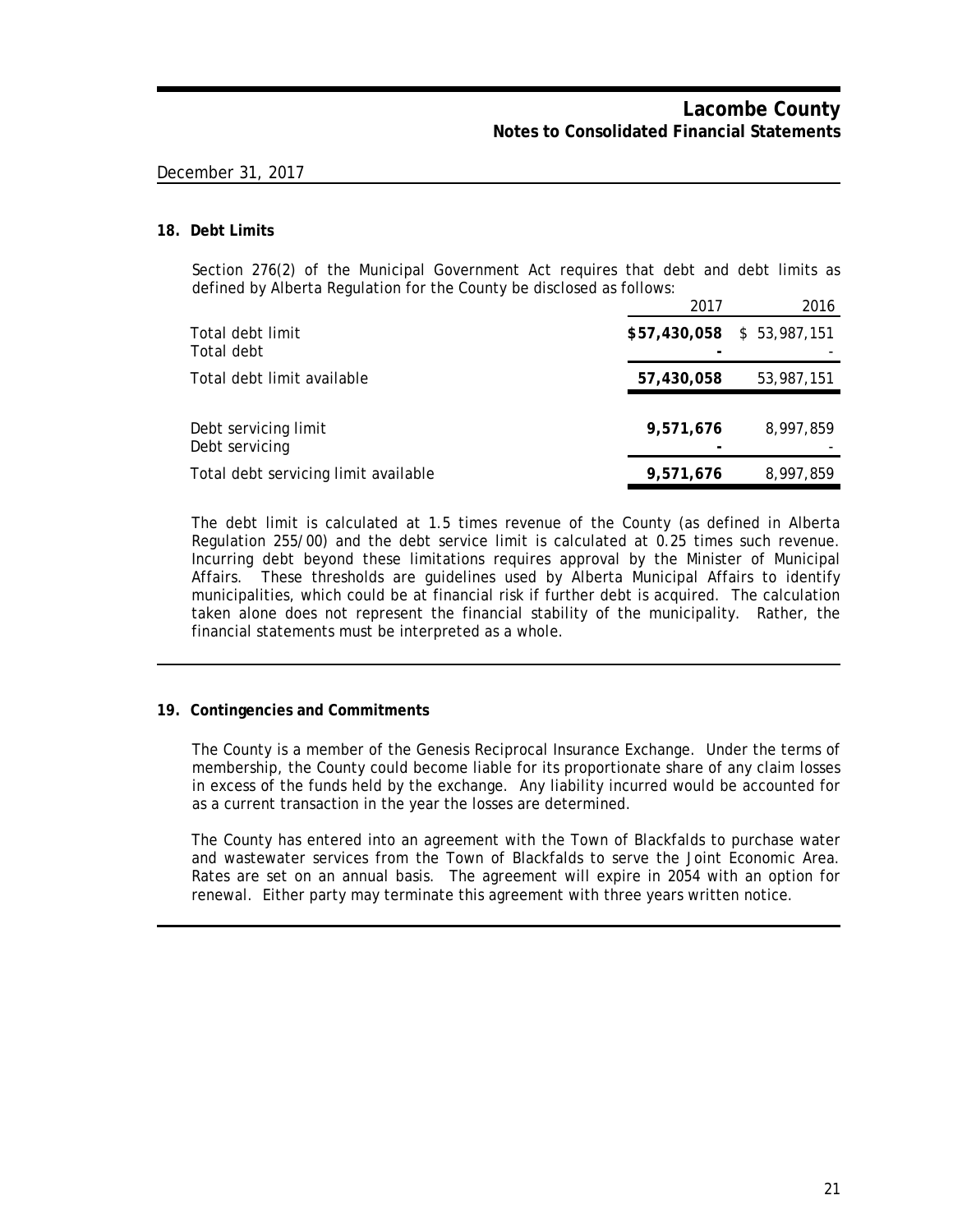December 31, 2017

## 18. Debt Limits

Section 276(2) of the Municipal Government Act requires that debt and debt limits as defined by Alberta Regulation for the County be disclosed as follows:

| | 2017 | 2016 |
|---|---|---|
| Total debt limit | **$57,430,058** | $ 53,987,151 |
| Total debt | **-** | - |
| Total debt limit available | **57,430,058** | 53,987,151 |
| | | |
| Debt servicing limit | **9,571,676** | 8,997,859 |
| Debt servicing | **-** | - |
| Total debt servicing limit available | **9,571,676** | 8,997,859 |

The debt limit is calculated at 1.5 times revenue of the County (as defined in Alberta Regulation 255/00) and the debt service limit is calculated at 0.25 times such revenue. Incurring debt beyond these limitations requires approval by the Minister of Municipal Affairs. These thresholds are guidelines used by Alberta Municipal Affairs to identify municipalities, which could be at financial risk if further debt is acquired. The calculation taken alone does not represent the financial stability of the municipality. Rather, the financial statements must be interpreted as a whole.

## 19. Contingencies and Commitments

The County is a member of the Genesis Reciprocal Insurance Exchange. Under the terms of membership, the County could become liable for its proportionate share of any claim losses in excess of the funds held by the exchange. Any liability incurred would be accounted for as a current transaction in the year the losses are determined.

The County has entered into an agreement with the Town of Blackfalds to purchase water and wastewater services from the Town of Blackfalds to serve the Joint Economic Area. Rates are set on an annual basis. The agreement will expire in 2054 with an option for renewal. Either party may terminate this agreement with three years written notice.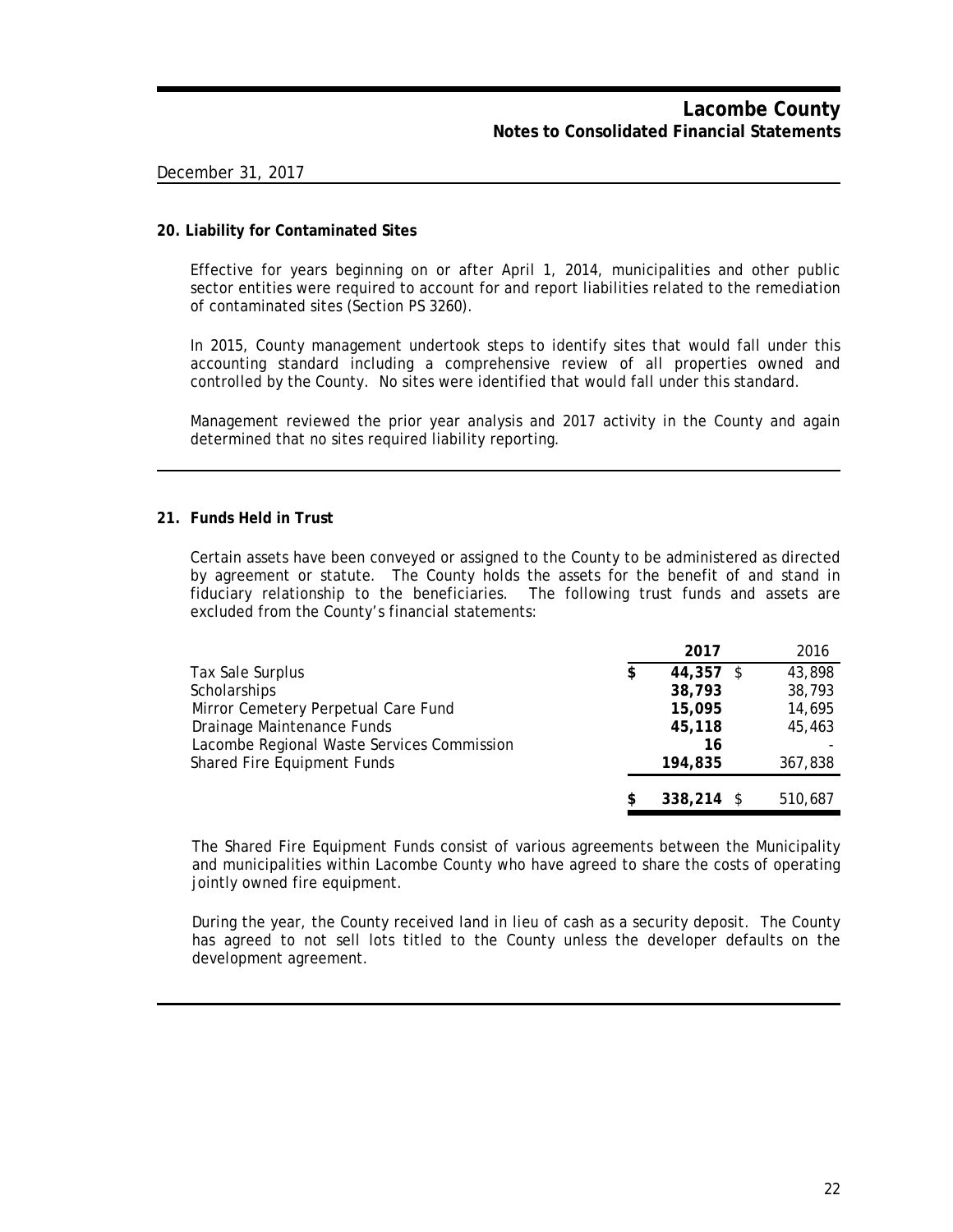December 31, 2017

## 20. Liability for Contaminated Sites

Effective for years beginning on or after April 1, 2014, municipalities and other public sector entities were required to account for and report liabilities related to the remediation of contaminated sites (Section PS 3260).

In 2015, County management undertook steps to identify sites that would fall under this accounting standard including a comprehensive review of all properties owned and controlled by the County. No sites were identified that would fall under this standard.

Management reviewed the prior year analysis and 2017 activity in the County and again determined that no sites required liability reporting.

## 21. Funds Held in Trust

Certain assets have been conveyed or assigned to the County to be administered as directed by agreement or statute. The County holds the assets for the benefit of and stand in fiduciary relationship to the beneficiaries. The following trust funds and assets are excluded from the County's financial statements:

| | **2017** | 2016 |
|---|---|---|
| Tax Sale Surplus | **$ 44,357** | $ 43,898 |
| Scholarships | **38,793** | 38,793 |
| Mirror Cemetery Perpetual Care Fund | **15,095** | 14,695 |
| Drainage Maintenance Funds | **45,118** | 45,463 |
| Lacombe Regional Waste Services Commission | **16** | - |
| Shared Fire Equipment Funds | **194,835** | 367,838 |
| | **$ 338,214** | $ 510,687 |

The Shared Fire Equipment Funds consist of various agreements between the Municipality and municipalities within Lacombe County who have agreed to share the costs of operating jointly owned fire equipment.

During the year, the County received land in lieu of cash as a security deposit. The County has agreed to not sell lots titled to the County unless the developer defaults on the development agreement.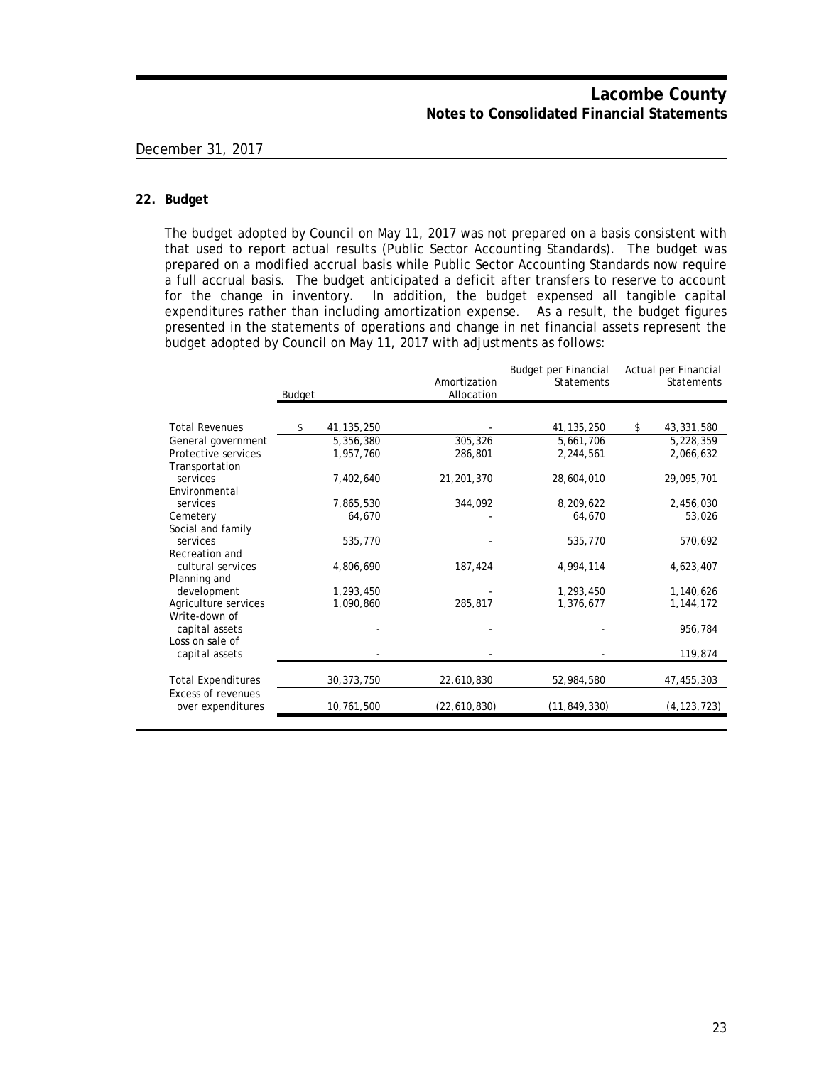## 22. Budget

The budget adopted by Council on May 11, 2017 was not prepared on a basis consistent with that used to report actual results (Public Sector Accounting Standards). The budget was prepared on a modified accrual basis while Public Sector Accounting Standards now require a full accrual basis. The budget anticipated a deficit after transfers to reserve to account for the change in inventory. In addition, the budget expensed all tangible capital expenditures rather than including amortization expense. As a result, the budget figures presented in the statements of operations and change in net financial assets represent the budget adopted by Council on May 11, 2017 with adjustments as follows:

| | Budget | Amortization Allocation | Budget per Financial Statements | Actual per Financial Statements |
|---|---|---|---|---|
| Total Revenues | $ 41,135,250 | - | 41,135,250 | $ 43,331,580 |
| General government | 5,356,380 | 305,326 | 5,661,706 | 5,228,359 |
| Protective services | 1,957,760 | 286,801 | 2,244,561 | 2,066,632 |
| Transportation services | 7,402,640 | 21,201,370 | 28,604,010 | 29,095,701 |
| Environmental services | 7,865,530 | 344,092 | 8,209,622 | 2,456,030 |
| Cemetery | 64,670 | - | 64,670 | 53,026 |
| Social and family services | 535,770 | - | 535,770 | 570,692 |
| Recreation and cultural services | 4,806,690 | 187,424 | 4,994,114 | 4,623,407 |
| Planning and development | 1,293,450 | - | 1,293,450 | 1,140,626 |
| Agriculture services | 1,090,860 | 285,817 | 1,376,677 | 1,144,172 |
| Write-down of capital assets | - | - | - | 956,784 |
| Loss on sale of capital assets | - | - | - | 119,874 |
| Total Expenditures | 30,373,750 | 22,610,830 | 52,984,580 | 47,455,303 |
| Excess of revenues over expenditures | 10,761,500 | (22,610,830) | (11,849,330) | (4,123,723) |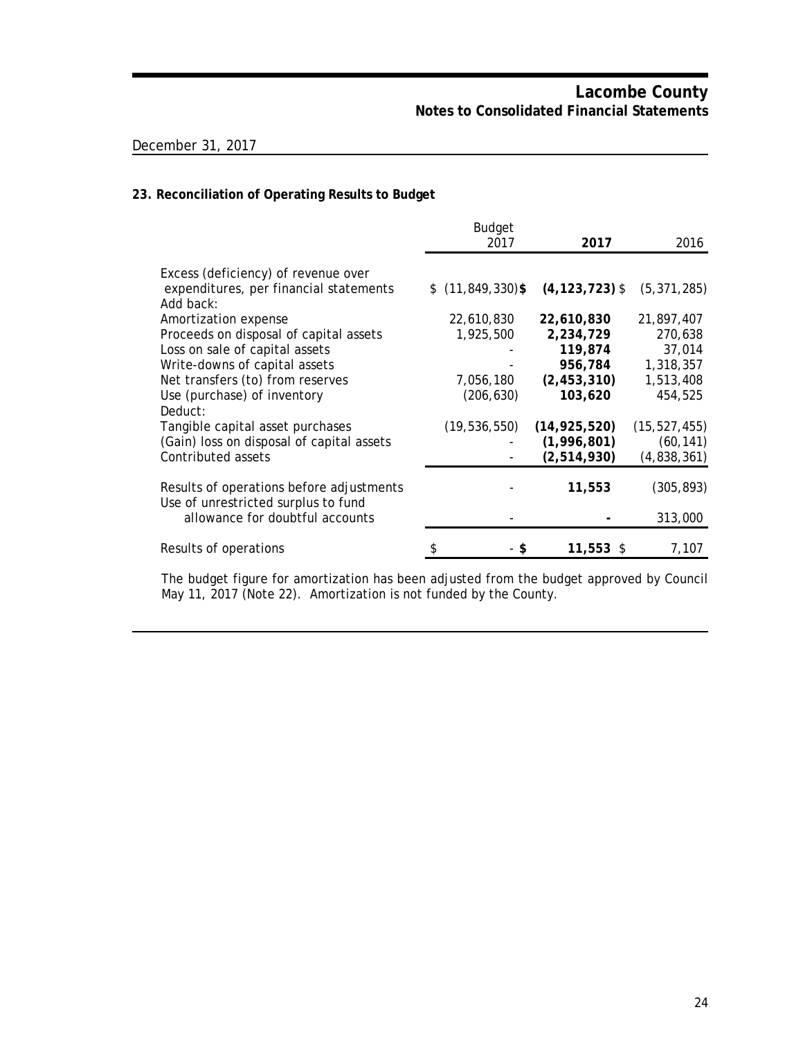# Lacombe County
## Notes to Consolidated Financial Statements

December 31, 2017

### 23. Reconciliation of Operating Results to Budget

| | Budget 2017 | **2017** | 2016 |
|---|---|---|---|
| Excess (deficiency) of revenue over expenditures, per financial statements | $ (11,849,330) | **$ (4,123,723)** | $ (5,371,285) |
| Add back: | | | |
| Amortization expense | 22,610,830 | **22,610,830** | 21,897,407 |
| Proceeds on disposal of capital assets | 1,925,500 | **2,234,729** | 270,638 |
| Loss on sale of capital assets | - | **119,874** | 37,014 |
| Write-downs of capital assets | - | **956,784** | 1,318,357 |
| Net transfers (to) from reserves | 7,056,180 | **(2,453,310)** | 1,513,408 |
| Use (purchase) of inventory | (206,630) | **103,620** | 454,525 |
| Deduct: | | | |
| Tangible capital asset purchases | (19,536,550) | **(14,925,520)** | (15,527,455) |
| (Gain) loss on disposal of capital assets | - | **(1,996,801)** | (60,141) |
| Contributed assets | - | **(2,514,930)** | (4,838,361) |
| Results of operations before adjustments | - | **11,553** | (305,893) |
| Use of unrestricted surplus to fund allowance for doubtful accounts | - | **-** | 313,000 |
| Results of operations | $ - | **$ 11,553** | $ 7,107 |

The budget figure for amortization has been adjusted from the budget approved by Council May 11, 2017 (Note 22). Amortization is not funded by the County.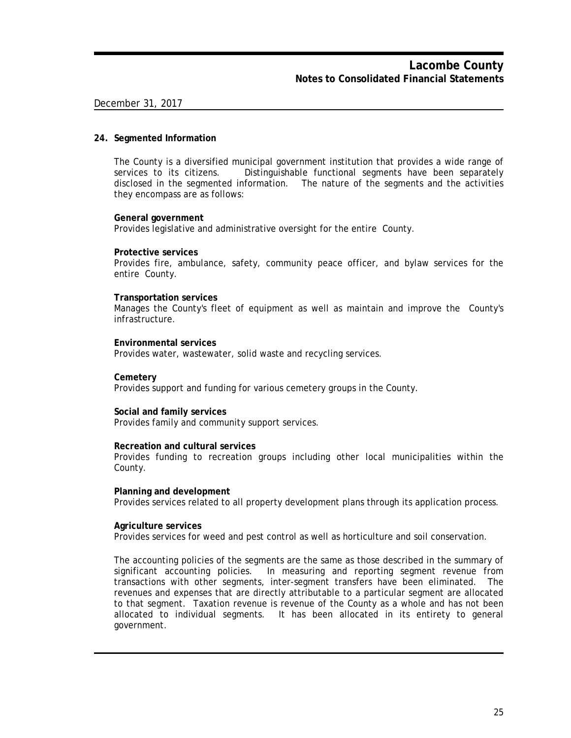December 31, 2017

## 24. Segmented Information

The County is a diversified municipal government institution that provides a wide range of services to its citizens. Distinguishable functional segments have been separately disclosed in the segmented information. The nature of the segments and the activities they encompass are as follows:

**General government**
Provides legislative and administrative oversight for the entire County.

**Protective services**
Provides fire, ambulance, safety, community peace officer, and bylaw services for the entire County.

**Transportation services**
Manages the County's fleet of equipment as well as maintain and improve the County's infrastructure.

**Environmental services**
Provides water, wastewater, solid waste and recycling services.

**Cemetery**
Provides support and funding for various cemetery groups in the County.

**Social and family services**
Provides family and community support services.

**Recreation and cultural services**
Provides funding to recreation groups including other local municipalities within the County.

**Planning and development**
Provides services related to all property development plans through its application process.

**Agriculture services**
Provides services for weed and pest control as well as horticulture and soil conservation.

The accounting policies of the segments are the same as those described in the summary of significant accounting policies. In measuring and reporting segment revenue from transactions with other segments, inter-segment transfers have been eliminated. The revenues and expenses that are directly attributable to a particular segment are allocated to that segment. Taxation revenue is revenue of the County as a whole and has not been allocated to individual segments. It has been allocated in its entirety to general government.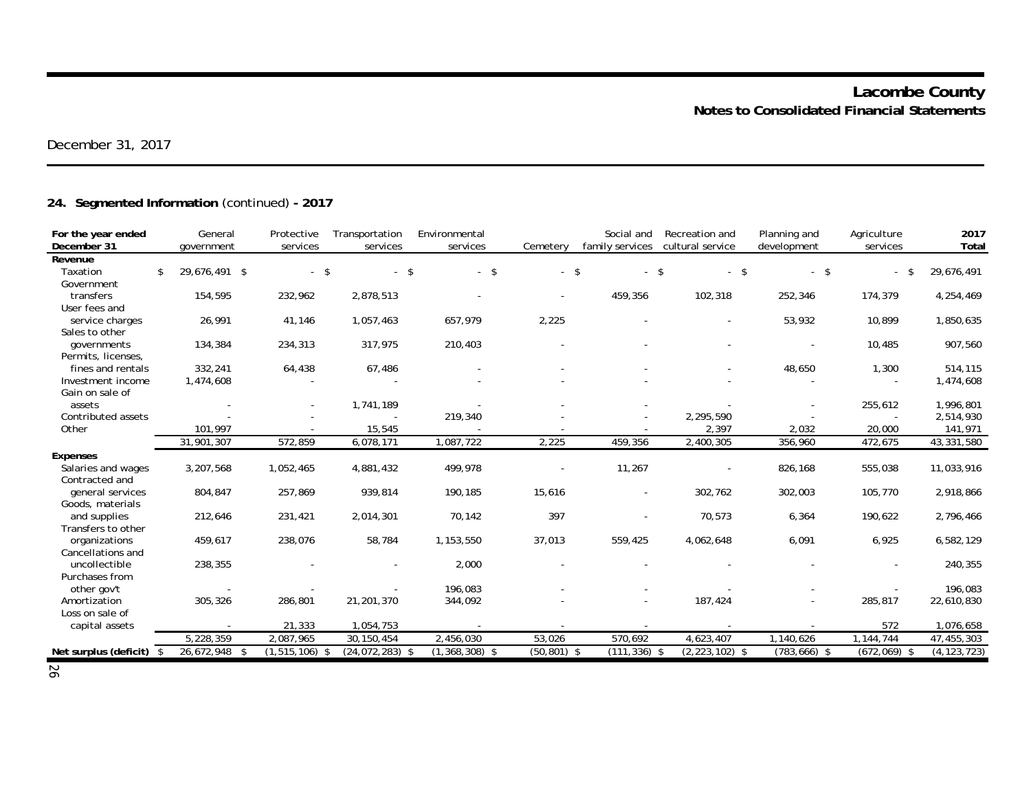December 31, 2017

## 24. Segmented Information (continued) - 2017

| For the year ended December 31 | General government | Protective services | Transportation services | Environmental services | Cemetery | Social and family services | Recreation and cultural service | Planning and development | Agriculture services | 2017 Total |
|---|---|---|---|---|---|---|---|---|---|---|
| **Revenue** | | | | | | | | | | |
| Taxation | $ 29,676,491 | $ - | $ - | $ - | $ - | $ - | $ - | $ - | $ - | $ 29,676,491 |
| Government transfers | 154,595 | 232,962 | 2,878,513 | - | - | 459,356 | 102,318 | 252,346 | 174,379 | 4,254,469 |
| User fees and service charges | 26,991 | 41,146 | 1,057,463 | 657,979 | 2,225 | - | - | 53,932 | 10,899 | 1,850,635 |
| Sales to other governments | 134,384 | 234,313 | 317,975 | 210,403 | - | - | - | - | 10,485 | 907,560 |
| Permits, licenses, fines and rentals | 332,241 | 64,438 | 67,486 | - | - | - | - | 48,650 | 1,300 | 514,115 |
| Investment income | 1,474,608 | - | - | - | - | - | - | - | - | 1,474,608 |
| Gain on sale of assets | - | - | 1,741,189 | - | - | - | - | - | 255,612 | 1,996,801 |
| Contributed assets | - | - | - | 219,340 | - | - | 2,295,590 | - | - | 2,514,930 |
| Other | 101,997 | - | 15,545 | - | - | - | 2,397 | 2,032 | 20,000 | 141,971 |
| | 31,901,307 | 572,859 | 6,078,171 | 1,087,722 | 2,225 | 459,356 | 2,400,305 | 356,960 | 472,675 | 43,331,580 |
| **Expenses** | | | | | | | | | | |
| Salaries and wages | 3,207,568 | 1,052,465 | 4,881,432 | 499,978 | - | 11,267 | - | 826,168 | 555,038 | 11,033,916 |
| Contracted and general services | 804,847 | 257,869 | 939,814 | 190,185 | 15,616 | - | 302,762 | 302,003 | 105,770 | 2,918,866 |
| Goods, materials and supplies | 212,646 | 231,421 | 2,014,301 | 70,142 | 397 | - | 70,573 | 6,364 | 190,622 | 2,796,466 |
| Transfers to other organizations | 459,617 | 238,076 | 58,784 | 1,153,550 | 37,013 | 559,425 | 4,062,648 | 6,091 | 6,925 | 6,582,129 |
| Cancellations and uncollectible | 238,355 | - | - | 2,000 | - | - | - | - | - | 240,355 |
| Purchases from other gov't | - | - | - | 196,083 | - | - | - | - | - | 196,083 |
| Amortization | 305,326 | 286,801 | 21,201,370 | 344,092 | - | - | 187,424 | - | 285,817 | 22,610,830 |
| Loss on sale of capital assets | - | 21,333 | 1,054,753 | - | - | - | - | - | 572 | 1,076,658 |
| | 5,228,359 | 2,087,965 | 30,150,454 | 2,456,030 | 53,026 | 570,692 | 4,623,407 | 1,140,626 | 1,144,744 | 47,455,303 |
| **Net surplus (deficit)** | $ 26,672,948 | $ (1,515,106) | $ (24,072,283) | $ (1,368,308) | $ (50,801) | $ (111,336) | $ (2,223,102) | $ (783,666) | $ (672,069) | $ (4,123,723) |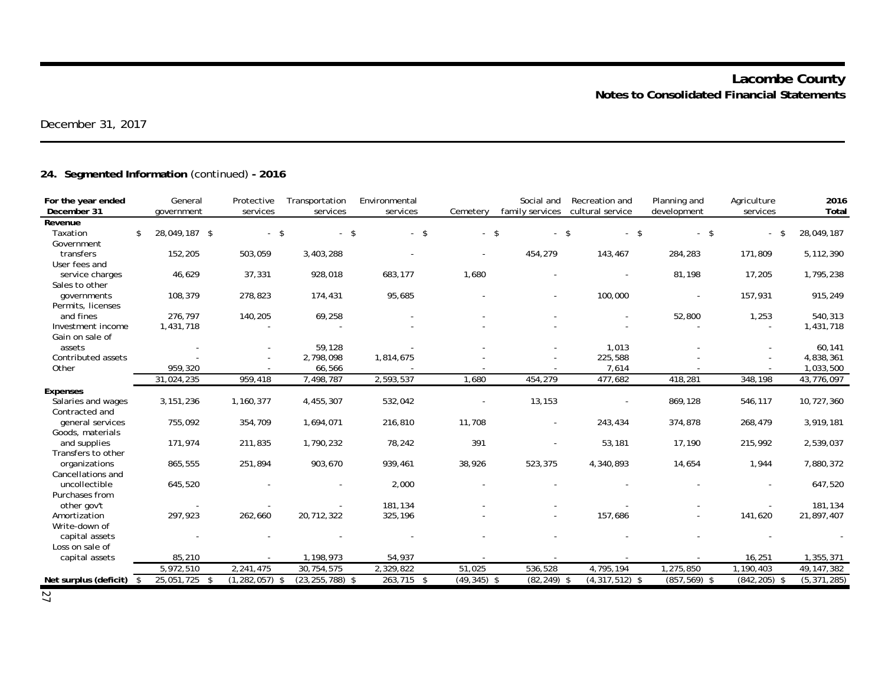# Lacombe County

## Notes to Consolidated Financial Statements

December 31, 2017

### 24. Segmented Information (continued) - 2016

| For the year ended December 31 | General government | Protective services | Transportation services | Environmental services | Cemetery | Social and family services | Recreation and cultural service | Planning and development | Agriculture services | 2016 Total |
|---|---|---|---|---|---|---|---|---|---|---|
| **Revenue** | | | | | | | | | | |
| Taxation | $ 28,049,187 | $ - | $ - | $ - | $ - | $ - | $ - | $ - | $ - | $ 28,049,187 |
| Government transfers | 152,205 | 503,059 | 3,403,288 | - | - | 454,279 | 143,467 | 284,283 | 171,809 | 5,112,390 |
| User fees and service charges | 46,629 | 37,331 | 928,018 | 683,177 | 1,680 | - | - | 81,198 | 17,205 | 1,795,238 |
| Sales to other governments | 108,379 | 278,823 | 174,431 | 95,685 | - | - | 100,000 | - | 157,931 | 915,249 |
| Permits, licenses and fines | 276,797 | 140,205 | 69,258 | - | - | - | - | 52,800 | 1,253 | 540,313 |
| Investment income | 1,431,718 | - | - | - | - | - | - | - | - | 1,431,718 |
| Gain on sale of assets | - | - | 59,128 | - | - | - | 1,013 | - | - | 60,141 |
| Contributed assets | - | - | 2,798,098 | 1,814,675 | - | - | 225,588 | - | - | 4,838,361 |
| Other | 959,320 | - | 66,566 | - | - | - | 7,614 | - | - | 1,033,500 |
| | 31,024,235 | 959,418 | 7,498,787 | 2,593,537 | 1,680 | 454,279 | 477,682 | 418,281 | 348,198 | 43,776,097 |
| **Expenses** | | | | | | | | | | |
| Salaries and wages | 3,151,236 | 1,160,377 | 4,455,307 | 532,042 | - | 13,153 | - | 869,128 | 546,117 | 10,727,360 |
| Contracted and general services | 755,092 | 354,709 | 1,694,071 | 216,810 | 11,708 | - | 243,434 | 374,878 | 268,479 | 3,919,181 |
| Goods, materials and supplies | 171,974 | 211,835 | 1,790,232 | 78,242 | 391 | - | 53,181 | 17,190 | 215,992 | 2,539,037 |
| Transfers to other organizations | 865,555 | 251,894 | 903,670 | 939,461 | 38,926 | 523,375 | 4,340,893 | 14,654 | 1,944 | 7,880,372 |
| Cancellations and uncollectible | 645,520 | - | - | 2,000 | - | - | - | - | - | 647,520 |
| Purchases from other gov't | - | - | - | 181,134 | - | - | - | - | - | 181,134 |
| Amortization | 297,923 | 262,660 | 20,712,322 | 325,196 | - | - | 157,686 | - | 141,620 | 21,897,407 |
| Write-down of capital assets | - | - | - | - | - | - | - | - | - | - |
| Loss on sale of capital assets | 85,210 | - | 1,198,973 | 54,937 | - | - | - | - | 16,251 | 1,355,371 |
| | 5,972,510 | 2,241,475 | 30,754,575 | 2,329,822 | 51,025 | 536,528 | 4,795,194 | 1,275,850 | 1,190,403 | 49,147,382 |
| **Net surplus (deficit)** | $ 25,051,725 | $ (1,282,057) | $ (23,255,788) | $ 263,715 | $ (49,345) | $ (82,249) | $ (4,317,512) | $ (857,569) | $ (842,205) | $ (5,371,285) |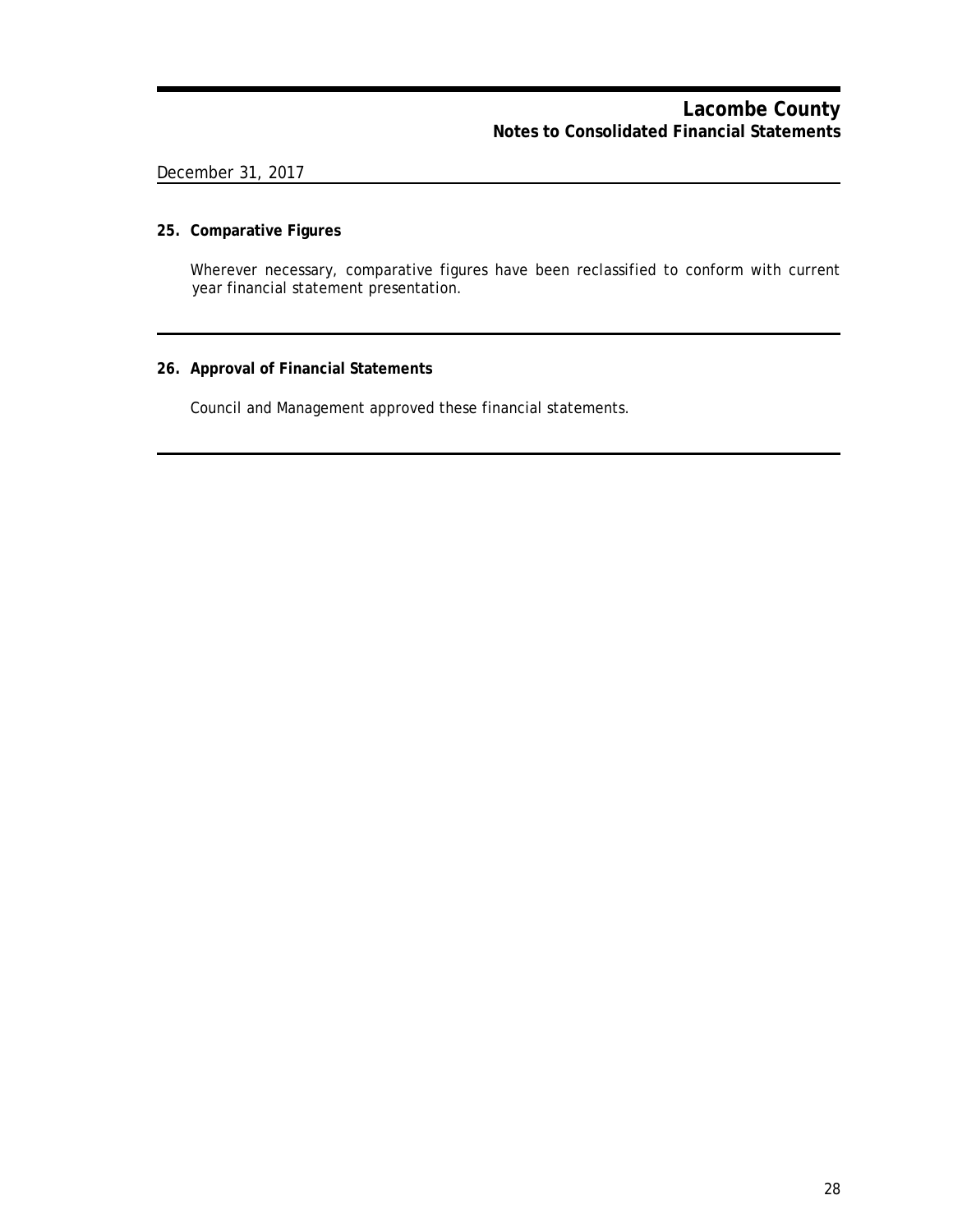December 31, 2017

## 25. Comparative Figures

Wherever necessary, comparative figures have been reclassified to conform with current year financial statement presentation.

## 26. Approval of Financial Statements

Council and Management approved these financial statements.